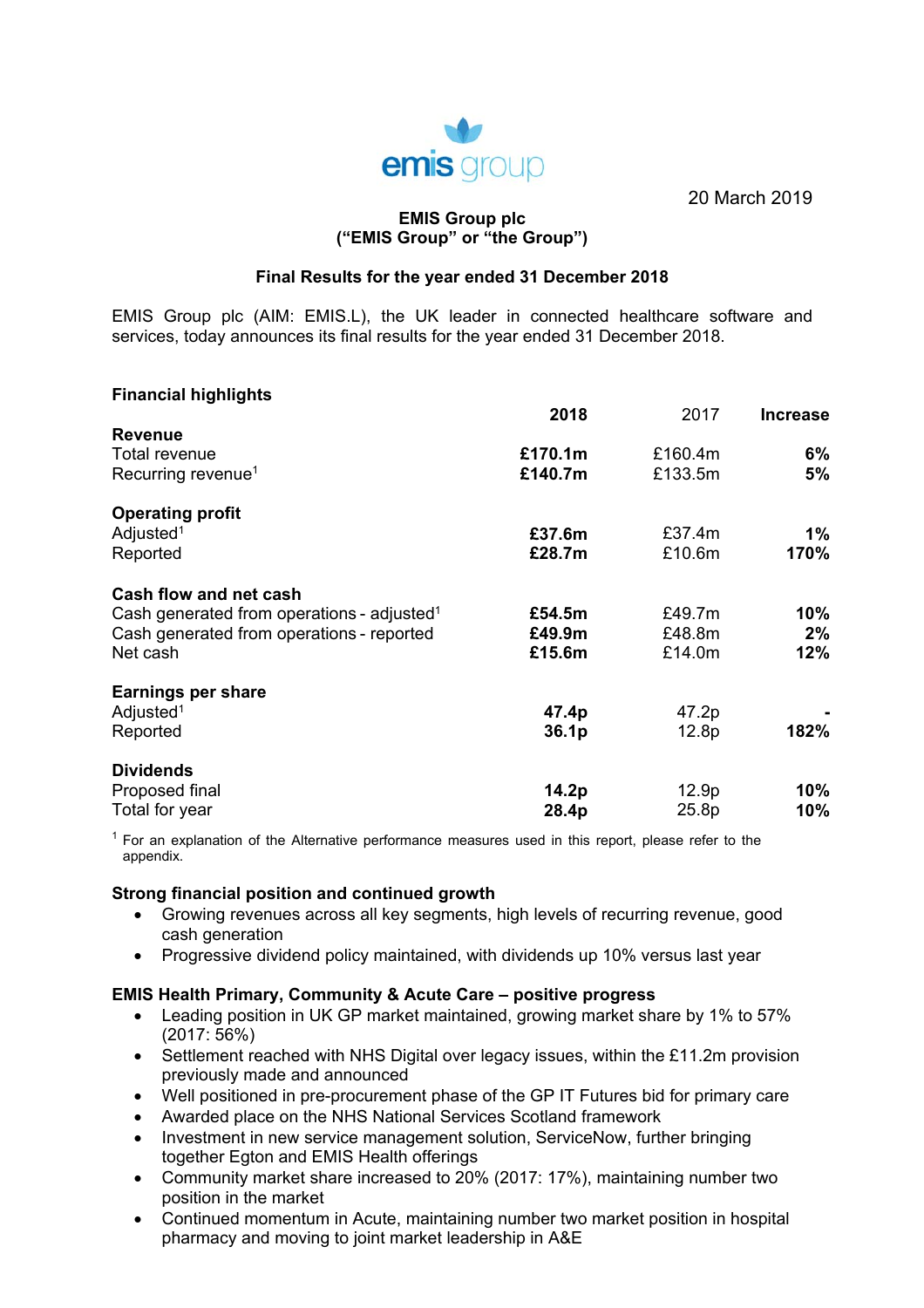emis group

20 March 2019

**EMIS Group plc**
**("EMIS Group" or "the Group")**

**Final Results for the year ended 31 December 2018**

EMIS Group plc (AIM: EMIS.L), the UK leader in connected healthcare software and services, today announces its final results for the year ended 31 December 2018.

## Financial highlights

| | **2018** | 2017 | **Increase** |
|---|---|---|---|
| **Revenue** | | | |
| Total revenue | **£170.1m** | £160.4m | **6%** |
| Recurring revenue[1] | **£140.7m** | £133.5m | **5%** |
| **Operating profit** | | | |
| Adjusted[1] | **£37.6m** | £37.4m | **1%** |
| Reported | **£28.7m** | £10.6m | **170%** |
| **Cash flow and net cash** | | | |
| Cash generated from operations - adjusted[1] | **£54.5m** | £49.7m | **10%** |
| Cash generated from operations - reported | **£49.9m** | £48.8m | **2%** |
| Net cash | **£15.6m** | £14.0m | **12%** |
| **Earnings per share** | | | |
| Adjusted[1] | **47.4p** | 47.2p | **-** |
| Reported | **36.1p** | 12.8p | **182%** |
| **Dividends** | | | |
| Proposed final | **14.2p** | 12.9p | **10%** |
| Total for year | **28.4p** | 25.8p | **10%** |

[1] For an explanation of the Alternative performance measures used in this report, please refer to the appendix.

**Strong financial position and continued growth**

- Growing revenues across all key segments, high levels of recurring revenue, good cash generation
- Progressive dividend policy maintained, with dividends up 10% versus last year

**EMIS Health Primary, Community & Acute Care – positive progress**

- Leading position in UK GP market maintained, growing market share by 1% to 57% (2017: 56%)
- Settlement reached with NHS Digital over legacy issues, within the £11.2m provision previously made and announced
- Well positioned in pre-procurement phase of the GP IT Futures bid for primary care
- Awarded place on the NHS National Services Scotland framework
- Investment in new service management solution, ServiceNow, further bringing together Egton and EMIS Health offerings
- Community market share increased to 20% (2017: 17%), maintaining number two position in the market
- Continued momentum in Acute, maintaining number two market position in hospital pharmacy and moving to joint market leadership in A&E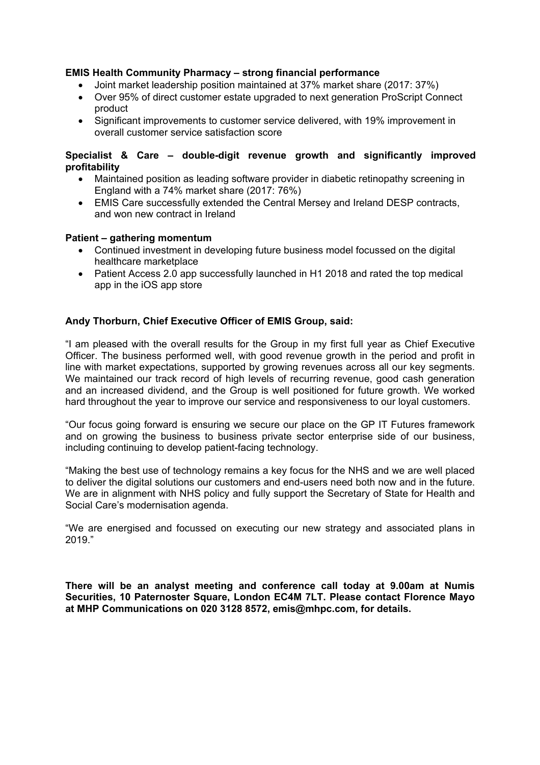**EMIS Health Community Pharmacy – strong financial performance**

- Joint market leadership position maintained at 37% market share (2017: 37%)
- Over 95% of direct customer estate upgraded to next generation ProScript Connect product
- Significant improvements to customer service delivered, with 19% improvement in overall customer service satisfaction score

**Specialist & Care – double-digit revenue growth and significantly improved profitability**

- Maintained position as leading software provider in diabetic retinopathy screening in England with a 74% market share (2017: 76%)
- EMIS Care successfully extended the Central Mersey and Ireland DESP contracts, and won new contract in Ireland

**Patient – gathering momentum**

- Continued investment in developing future business model focussed on the digital healthcare marketplace
- Patient Access 2.0 app successfully launched in H1 2018 and rated the top medical app in the iOS app store

**Andy Thorburn, Chief Executive Officer of EMIS Group, said:**

"I am pleased with the overall results for the Group in my first full year as Chief Executive Officer. The business performed well, with good revenue growth in the period and profit in line with market expectations, supported by growing revenues across all our key segments. We maintained our track record of high levels of recurring revenue, good cash generation and an increased dividend, and the Group is well positioned for future growth. We worked hard throughout the year to improve our service and responsiveness to our loyal customers.

"Our focus going forward is ensuring we secure our place on the GP IT Futures framework and on growing the business to business private sector enterprise side of our business, including continuing to develop patient-facing technology.

"Making the best use of technology remains a key focus for the NHS and we are well placed to deliver the digital solutions our customers and end-users need both now and in the future. We are in alignment with NHS policy and fully support the Secretary of State for Health and Social Care's modernisation agenda.

"We are energised and focussed on executing our new strategy and associated plans in 2019."

**There will be an analyst meeting and conference call today at 9.00am at Numis Securities, 10 Paternoster Square, London EC4M 7LT. Please contact Florence Mayo at MHP Communications on 020 3128 8572, emis@mhpc.com, for details.**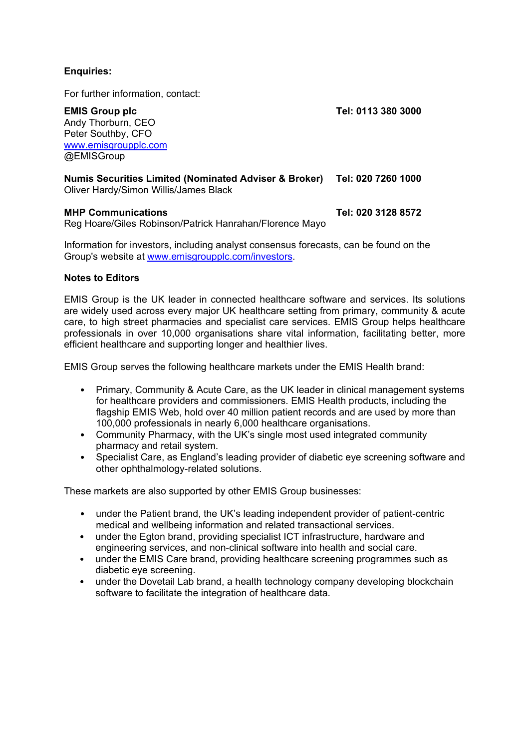**Enquiries:**

For further information, contact:

**EMIS Group plc** **Tel: 0113 380 3000**
Andy Thorburn, CEO
Peter Southby, CFO
www.emisgroupplc.com
@EMISGroup

**Numis Securities Limited (Nominated Adviser & Broker)** **Tel: 020 7260 1000**
Oliver Hardy/Simon Willis/James Black

**MHP Communications** **Tel: 020 3128 8572**
Reg Hoare/Giles Robinson/Patrick Hanrahan/Florence Mayo

Information for investors, including analyst consensus forecasts, can be found on the Group's website at www.emisgroupplc.com/investors.

**Notes to Editors**

EMIS Group is the UK leader in connected healthcare software and services. Its solutions are widely used across every major UK healthcare setting from primary, community & acute care, to high street pharmacies and specialist care services. EMIS Group helps healthcare professionals in over 10,000 organisations share vital information, facilitating better, more efficient healthcare and supporting longer and healthier lives.

EMIS Group serves the following healthcare markets under the EMIS Health brand:

- Primary, Community & Acute Care, as the UK leader in clinical management systems for healthcare providers and commissioners. EMIS Health products, including the flagship EMIS Web, hold over 40 million patient records and are used by more than 100,000 professionals in nearly 6,000 healthcare organisations.
- Community Pharmacy, with the UK's single most used integrated community pharmacy and retail system.
- Specialist Care, as England's leading provider of diabetic eye screening software and other ophthalmology-related solutions.

These markets are also supported by other EMIS Group businesses:

- under the Patient brand, the UK's leading independent provider of patient-centric medical and wellbeing information and related transactional services.
- under the Egton brand, providing specialist ICT infrastructure, hardware and engineering services, and non-clinical software into health and social care.
- under the EMIS Care brand, providing healthcare screening programmes such as diabetic eye screening.
- under the Dovetail Lab brand, a health technology company developing blockchain software to facilitate the integration of healthcare data.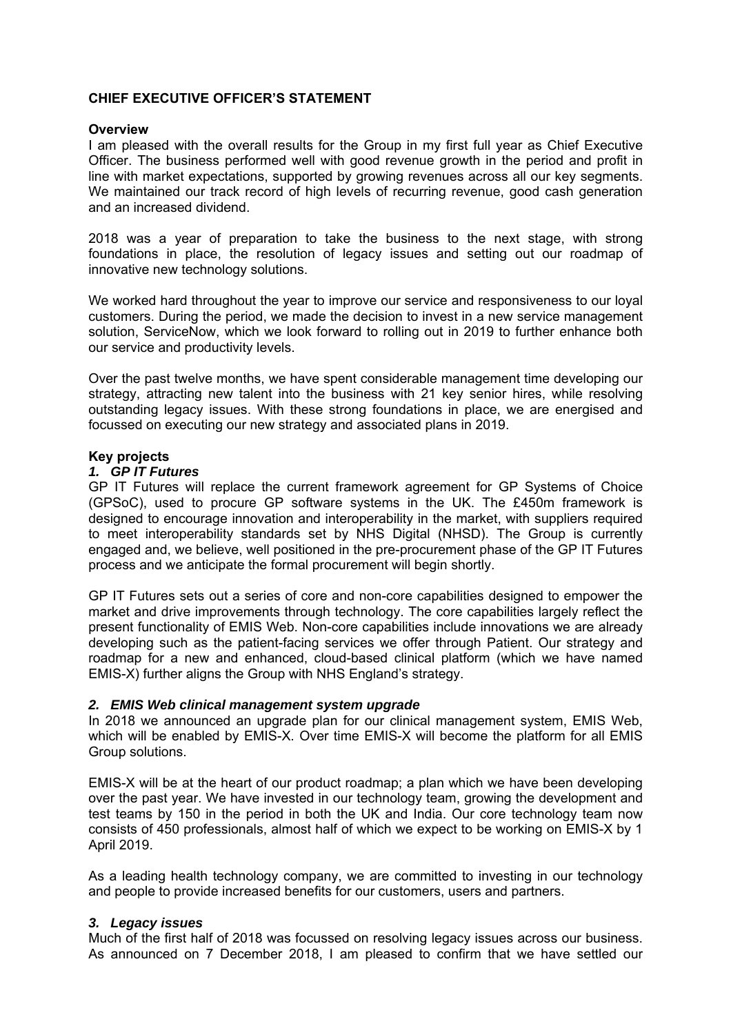## CHIEF EXECUTIVE OFFICER'S STATEMENT

### Overview

I am pleased with the overall results for the Group in my first full year as Chief Executive Officer. The business performed well with good revenue growth in the period and profit in line with market expectations, supported by growing revenues across all our key segments. We maintained our track record of high levels of recurring revenue, good cash generation and an increased dividend.

2018 was a year of preparation to take the business to the next stage, with strong foundations in place, the resolution of legacy issues and setting out our roadmap of innovative new technology solutions.

We worked hard throughout the year to improve our service and responsiveness to our loyal customers. During the period, we made the decision to invest in a new service management solution, ServiceNow, which we look forward to rolling out in 2019 to further enhance both our service and productivity levels.

Over the past twelve months, we have spent considerable management time developing our strategy, attracting new talent into the business with 21 key senior hires, while resolving outstanding legacy issues. With these strong foundations in place, we are energised and focussed on executing our new strategy and associated plans in 2019.

### Key projects

#### *1. GP IT Futures*

GP IT Futures will replace the current framework agreement for GP Systems of Choice (GPSoC), used to procure GP software systems in the UK. The £450m framework is designed to encourage innovation and interoperability in the market, with suppliers required to meet interoperability standards set by NHS Digital (NHSD). The Group is currently engaged and, we believe, well positioned in the pre-procurement phase of the GP IT Futures process and we anticipate the formal procurement will begin shortly.

GP IT Futures sets out a series of core and non-core capabilities designed to empower the market and drive improvements through technology. The core capabilities largely reflect the present functionality of EMIS Web. Non-core capabilities include innovations we are already developing such as the patient-facing services we offer through Patient. Our strategy and roadmap for a new and enhanced, cloud-based clinical platform (which we have named EMIS-X) further aligns the Group with NHS England's strategy.

#### *2. EMIS Web clinical management system upgrade*

In 2018 we announced an upgrade plan for our clinical management system, EMIS Web, which will be enabled by EMIS-X. Over time EMIS-X will become the platform for all EMIS Group solutions.

EMIS-X will be at the heart of our product roadmap; a plan which we have been developing over the past year. We have invested in our technology team, growing the development and test teams by 150 in the period in both the UK and India. Our core technology team now consists of 450 professionals, almost half of which we expect to be working on EMIS-X by 1 April 2019.

As a leading health technology company, we are committed to investing in our technology and people to provide increased benefits for our customers, users and partners.

#### *3. Legacy issues*

Much of the first half of 2018 was focussed on resolving legacy issues across our business. As announced on 7 December 2018, I am pleased to confirm that we have settled our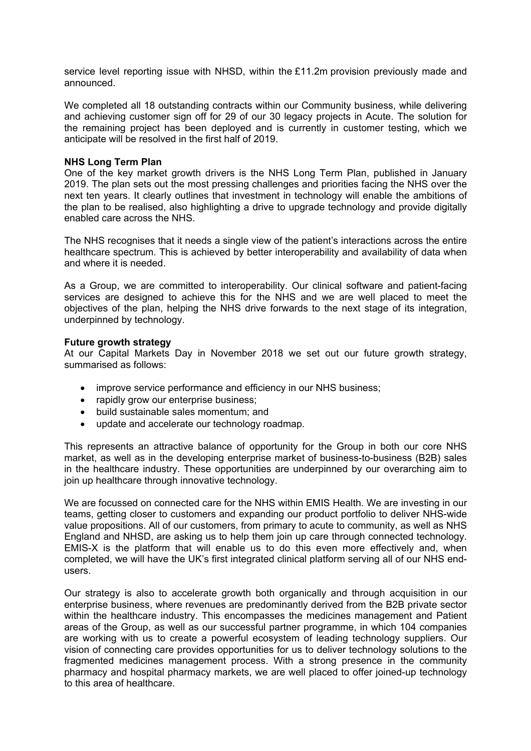service level reporting issue with NHSD, within the £11.2m provision previously made and announced.

We completed all 18 outstanding contracts within our Community business, while delivering and achieving customer sign off for 29 of our 30 legacy projects in Acute. The solution for the remaining project has been deployed and is currently in customer testing, which we anticipate will be resolved in the first half of 2019.

**NHS Long Term Plan**

One of the key market growth drivers is the NHS Long Term Plan, published in January 2019. The plan sets out the most pressing challenges and priorities facing the NHS over the next ten years. It clearly outlines that investment in technology will enable the ambitions of the plan to be realised, also highlighting a drive to upgrade technology and provide digitally enabled care across the NHS.

The NHS recognises that it needs a single view of the patient's interactions across the entire healthcare spectrum. This is achieved by better interoperability and availability of data when and where it is needed.

As a Group, we are committed to interoperability. Our clinical software and patient-facing services are designed to achieve this for the NHS and we are well placed to meet the objectives of the plan, helping the NHS drive forwards to the next stage of its integration, underpinned by technology.

**Future growth strategy**

At our Capital Markets Day in November 2018 we set out our future growth strategy, summarised as follows:

- improve service performance and efficiency in our NHS business;
- rapidly grow our enterprise business;
- build sustainable sales momentum; and
- update and accelerate our technology roadmap.

This represents an attractive balance of opportunity for the Group in both our core NHS market, as well as in the developing enterprise market of business-to-business (B2B) sales in the healthcare industry. These opportunities are underpinned by our overarching aim to join up healthcare through innovative technology.

We are focussed on connected care for the NHS within EMIS Health. We are investing in our teams, getting closer to customers and expanding our product portfolio to deliver NHS-wide value propositions. All of our customers, from primary to acute to community, as well as NHS England and NHSD, are asking us to help them join up care through connected technology. EMIS-X is the platform that will enable us to do this even more effectively and, when completed, we will have the UK's first integrated clinical platform serving all of our NHS end-users.

Our strategy is also to accelerate growth both organically and through acquisition in our enterprise business, where revenues are predominantly derived from the B2B private sector within the healthcare industry. This encompasses the medicines management and Patient areas of the Group, as well as our successful partner programme, in which 104 companies are working with us to create a powerful ecosystem of leading technology suppliers. Our vision of connecting care provides opportunities for us to deliver technology solutions to the fragmented medicines management process. With a strong presence in the community pharmacy and hospital pharmacy markets, we are well placed to offer joined-up technology to this area of healthcare.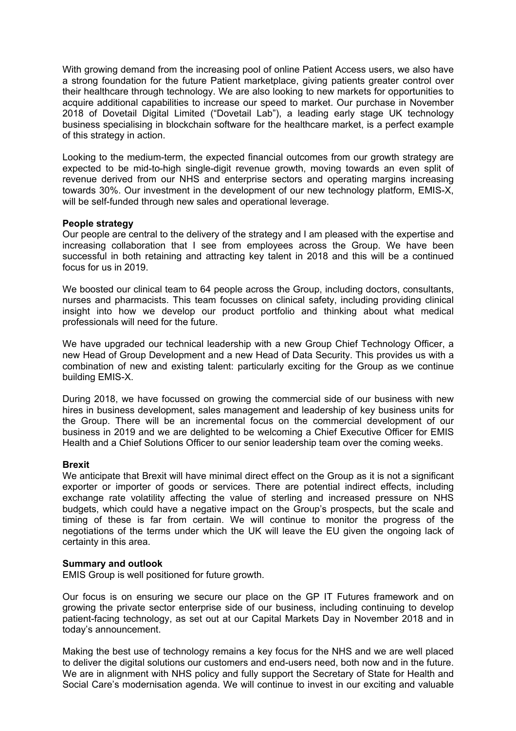With growing demand from the increasing pool of online Patient Access users, we also have a strong foundation for the future Patient marketplace, giving patients greater control over their healthcare through technology. We are also looking to new markets for opportunities to acquire additional capabilities to increase our speed to market. Our purchase in November 2018 of Dovetail Digital Limited ("Dovetail Lab"), a leading early stage UK technology business specialising in blockchain software for the healthcare market, is a perfect example of this strategy in action.

Looking to the medium-term, the expected financial outcomes from our growth strategy are expected to be mid-to-high single-digit revenue growth, moving towards an even split of revenue derived from our NHS and enterprise sectors and operating margins increasing towards 30%. Our investment in the development of our new technology platform, EMIS-X, will be self-funded through new sales and operational leverage.

**People strategy**

Our people are central to the delivery of the strategy and I am pleased with the expertise and increasing collaboration that I see from employees across the Group. We have been successful in both retaining and attracting key talent in 2018 and this will be a continued focus for us in 2019.

We boosted our clinical team to 64 people across the Group, including doctors, consultants, nurses and pharmacists. This team focusses on clinical safety, including providing clinical insight into how we develop our product portfolio and thinking about what medical professionals will need for the future.

We have upgraded our technical leadership with a new Group Chief Technology Officer, a new Head of Group Development and a new Head of Data Security. This provides us with a combination of new and existing talent: particularly exciting for the Group as we continue building EMIS-X.

During 2018, we have focussed on growing the commercial side of our business with new hires in business development, sales management and leadership of key business units for the Group. There will be an incremental focus on the commercial development of our business in 2019 and we are delighted to be welcoming a Chief Executive Officer for EMIS Health and a Chief Solutions Officer to our senior leadership team over the coming weeks.

**Brexit**

We anticipate that Brexit will have minimal direct effect on the Group as it is not a significant exporter or importer of goods or services. There are potential indirect effects, including exchange rate volatility affecting the value of sterling and increased pressure on NHS budgets, which could have a negative impact on the Group's prospects, but the scale and timing of these is far from certain. We will continue to monitor the progress of the negotiations of the terms under which the UK will leave the EU given the ongoing lack of certainty in this area.

**Summary and outlook**

EMIS Group is well positioned for future growth.

Our focus is on ensuring we secure our place on the GP IT Futures framework and on growing the private sector enterprise side of our business, including continuing to develop patient-facing technology, as set out at our Capital Markets Day in November 2018 and in today's announcement.

Making the best use of technology remains a key focus for the NHS and we are well placed to deliver the digital solutions our customers and end-users need, both now and in the future. We are in alignment with NHS policy and fully support the Secretary of State for Health and Social Care's modernisation agenda. We will continue to invest in our exciting and valuable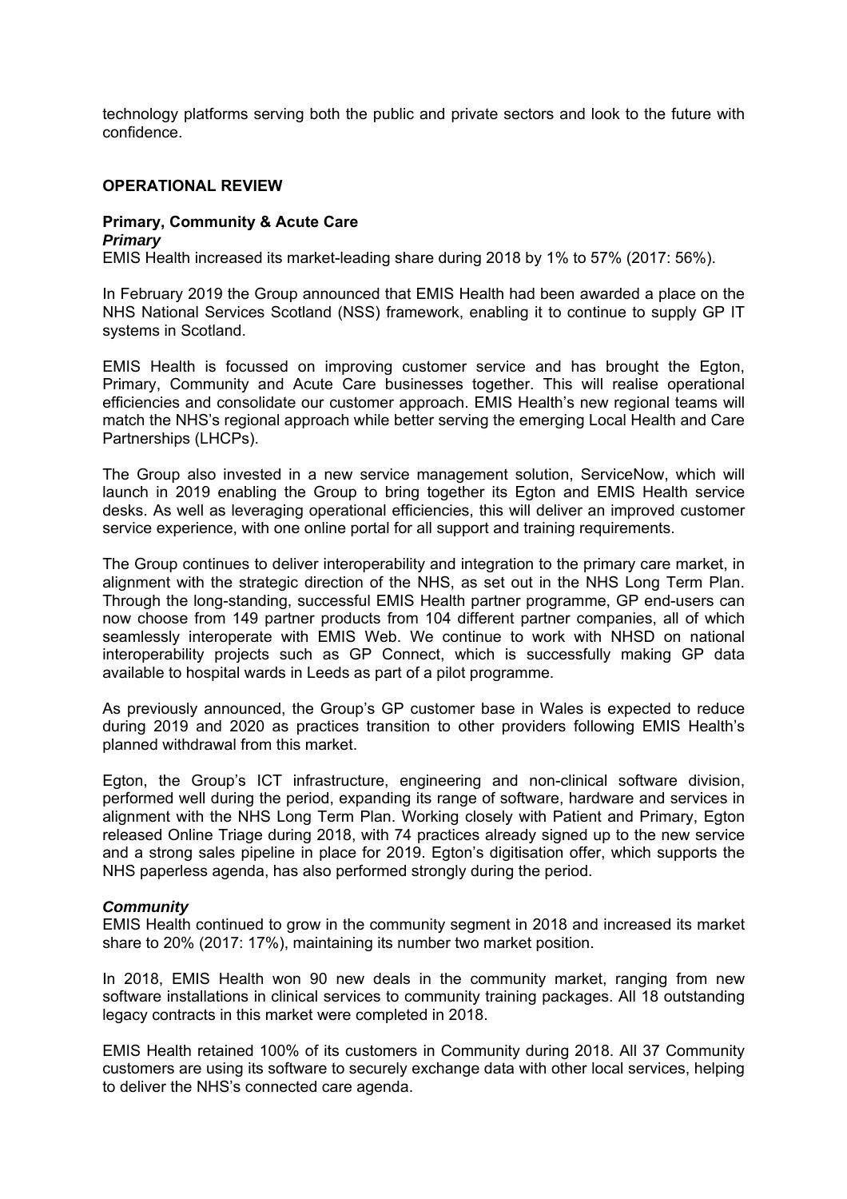technology platforms serving both the public and private sectors and look to the future with confidence.

## OPERATIONAL REVIEW

### Primary, Community & Acute Care

***Primary***

EMIS Health increased its market-leading share during 2018 by 1% to 57% (2017: 56%).

In February 2019 the Group announced that EMIS Health had been awarded a place on the NHS National Services Scotland (NSS) framework, enabling it to continue to supply GP IT systems in Scotland.

EMIS Health is focussed on improving customer service and has brought the Egton, Primary, Community and Acute Care businesses together. This will realise operational efficiencies and consolidate our customer approach. EMIS Health's new regional teams will match the NHS's regional approach while better serving the emerging Local Health and Care Partnerships (LHCPs).

The Group also invested in a new service management solution, ServiceNow, which will launch in 2019 enabling the Group to bring together its Egton and EMIS Health service desks. As well as leveraging operational efficiencies, this will deliver an improved customer service experience, with one online portal for all support and training requirements.

The Group continues to deliver interoperability and integration to the primary care market, in alignment with the strategic direction of the NHS, as set out in the NHS Long Term Plan. Through the long-standing, successful EMIS Health partner programme, GP end-users can now choose from 149 partner products from 104 different partner companies, all of which seamlessly interoperate with EMIS Web. We continue to work with NHSD on national interoperability projects such as GP Connect, which is successfully making GP data available to hospital wards in Leeds as part of a pilot programme.

As previously announced, the Group's GP customer base in Wales is expected to reduce during 2019 and 2020 as practices transition to other providers following EMIS Health's planned withdrawal from this market.

Egton, the Group's ICT infrastructure, engineering and non-clinical software division, performed well during the period, expanding its range of software, hardware and services in alignment with the NHS Long Term Plan. Working closely with Patient and Primary, Egton released Online Triage during 2018, with 74 practices already signed up to the new service and a strong sales pipeline in place for 2019. Egton's digitisation offer, which supports the NHS paperless agenda, has also performed strongly during the period.

***Community***

EMIS Health continued to grow in the community segment in 2018 and increased its market share to 20% (2017: 17%), maintaining its number two market position.

In 2018, EMIS Health won 90 new deals in the community market, ranging from new software installations in clinical services to community training packages. All 18 outstanding legacy contracts in this market were completed in 2018.

EMIS Health retained 100% of its customers in Community during 2018. All 37 Community customers are using its software to securely exchange data with other local services, helping to deliver the NHS's connected care agenda.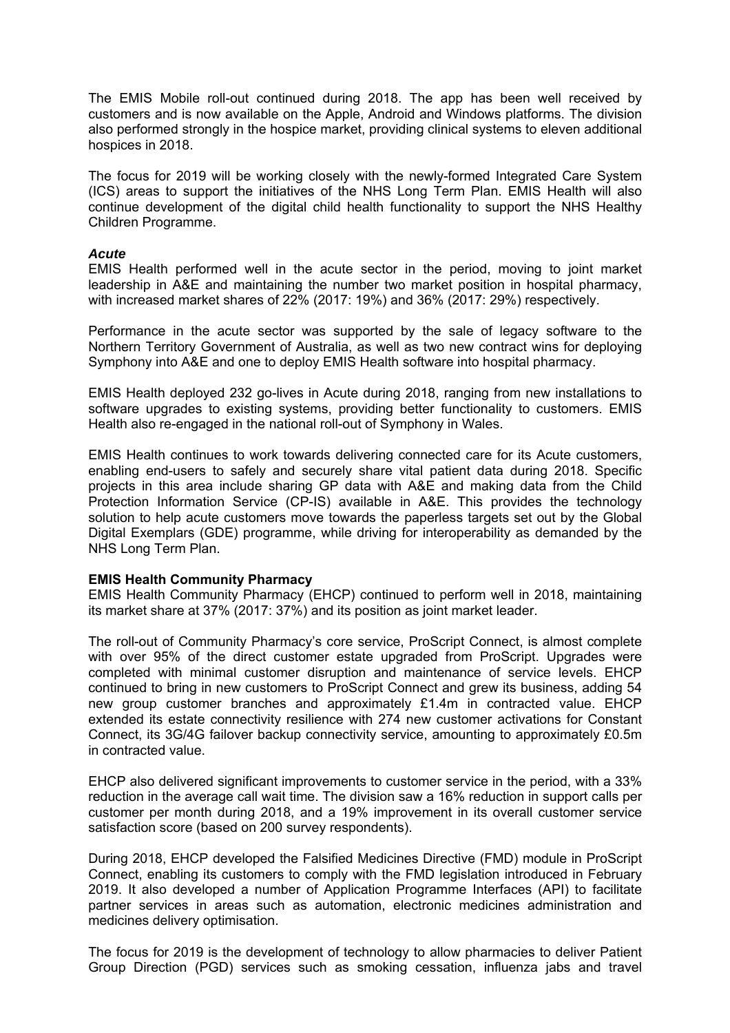The EMIS Mobile roll-out continued during 2018. The app has been well received by customers and is now available on the Apple, Android and Windows platforms. The division also performed strongly in the hospice market, providing clinical systems to eleven additional hospices in 2018.

The focus for 2019 will be working closely with the newly-formed Integrated Care System (ICS) areas to support the initiatives of the NHS Long Term Plan. EMIS Health will also continue development of the digital child health functionality to support the NHS Healthy Children Programme.

***Acute***

EMIS Health performed well in the acute sector in the period, moving to joint market leadership in A&E and maintaining the number two market position in hospital pharmacy, with increased market shares of 22% (2017: 19%) and 36% (2017: 29%) respectively.

Performance in the acute sector was supported by the sale of legacy software to the Northern Territory Government of Australia, as well as two new contract wins for deploying Symphony into A&E and one to deploy EMIS Health software into hospital pharmacy.

EMIS Health deployed 232 go-lives in Acute during 2018, ranging from new installations to software upgrades to existing systems, providing better functionality to customers. EMIS Health also re-engaged in the national roll-out of Symphony in Wales.

EMIS Health continues to work towards delivering connected care for its Acute customers, enabling end-users to safely and securely share vital patient data during 2018. Specific projects in this area include sharing GP data with A&E and making data from the Child Protection Information Service (CP-IS) available in A&E. This provides the technology solution to help acute customers move towards the paperless targets set out by the Global Digital Exemplars (GDE) programme, while driving for interoperability as demanded by the NHS Long Term Plan.

**EMIS Health Community Pharmacy**

EMIS Health Community Pharmacy (EHCP) continued to perform well in 2018, maintaining its market share at 37% (2017: 37%) and its position as joint market leader.

The roll-out of Community Pharmacy's core service, ProScript Connect, is almost complete with over 95% of the direct customer estate upgraded from ProScript. Upgrades were completed with minimal customer disruption and maintenance of service levels. EHCP continued to bring in new customers to ProScript Connect and grew its business, adding 54 new group customer branches and approximately £1.4m in contracted value. EHCP extended its estate connectivity resilience with 274 new customer activations for Constant Connect, its 3G/4G failover backup connectivity service, amounting to approximately £0.5m in contracted value.

EHCP also delivered significant improvements to customer service in the period, with a 33% reduction in the average call wait time. The division saw a 16% reduction in support calls per customer per month during 2018, and a 19% improvement in its overall customer service satisfaction score (based on 200 survey respondents).

During 2018, EHCP developed the Falsified Medicines Directive (FMD) module in ProScript Connect, enabling its customers to comply with the FMD legislation introduced in February 2019. It also developed a number of Application Programme Interfaces (API) to facilitate partner services in areas such as automation, electronic medicines administration and medicines delivery optimisation.

The focus for 2019 is the development of technology to allow pharmacies to deliver Patient Group Direction (PGD) services such as smoking cessation, influenza jabs and travel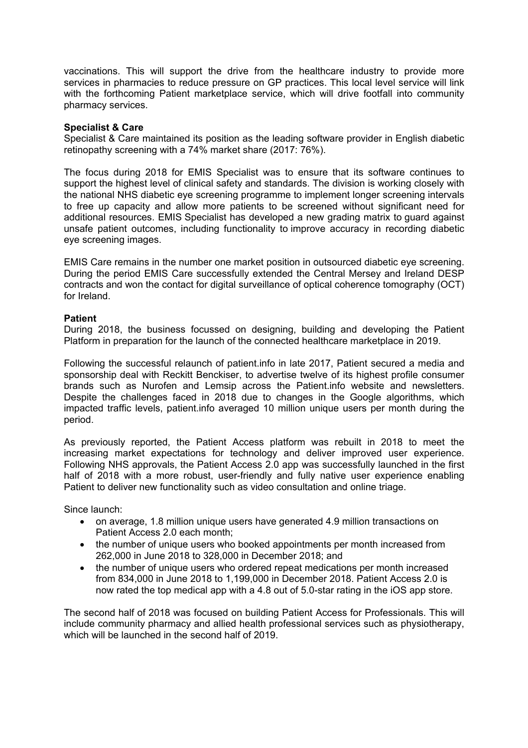vaccinations. This will support the drive from the healthcare industry to provide more services in pharmacies to reduce pressure on GP practices. This local level service will link with the forthcoming Patient marketplace service, which will drive footfall into community pharmacy services.

**Specialist & Care**

Specialist & Care maintained its position as the leading software provider in English diabetic retinopathy screening with a 74% market share (2017: 76%).

The focus during 2018 for EMIS Specialist was to ensure that its software continues to support the highest level of clinical safety and standards. The division is working closely with the national NHS diabetic eye screening programme to implement longer screening intervals to free up capacity and allow more patients to be screened without significant need for additional resources. EMIS Specialist has developed a new grading matrix to guard against unsafe patient outcomes, including functionality to improve accuracy in recording diabetic eye screening images.

EMIS Care remains in the number one market position in outsourced diabetic eye screening. During the period EMIS Care successfully extended the Central Mersey and Ireland DESP contracts and won the contact for digital surveillance of optical coherence tomography (OCT) for Ireland.

**Patient**

During 2018, the business focussed on designing, building and developing the Patient Platform in preparation for the launch of the connected healthcare marketplace in 2019.

Following the successful relaunch of patient.info in late 2017, Patient secured a media and sponsorship deal with Reckitt Benckiser, to advertise twelve of its highest profile consumer brands such as Nurofen and Lemsip across the Patient.info website and newsletters. Despite the challenges faced in 2018 due to changes in the Google algorithms, which impacted traffic levels, patient.info averaged 10 million unique users per month during the period.

As previously reported, the Patient Access platform was rebuilt in 2018 to meet the increasing market expectations for technology and deliver improved user experience. Following NHS approvals, the Patient Access 2.0 app was successfully launched in the first half of 2018 with a more robust, user-friendly and fully native user experience enabling Patient to deliver new functionality such as video consultation and online triage.

Since launch:

- on average, 1.8 million unique users have generated 4.9 million transactions on Patient Access 2.0 each month;
- the number of unique users who booked appointments per month increased from 262,000 in June 2018 to 328,000 in December 2018; and
- the number of unique users who ordered repeat medications per month increased from 834,000 in June 2018 to 1,199,000 in December 2018. Patient Access 2.0 is now rated the top medical app with a 4.8 out of 5.0-star rating in the iOS app store.

The second half of 2018 was focused on building Patient Access for Professionals. This will include community pharmacy and allied health professional services such as physiotherapy, which will be launched in the second half of 2019.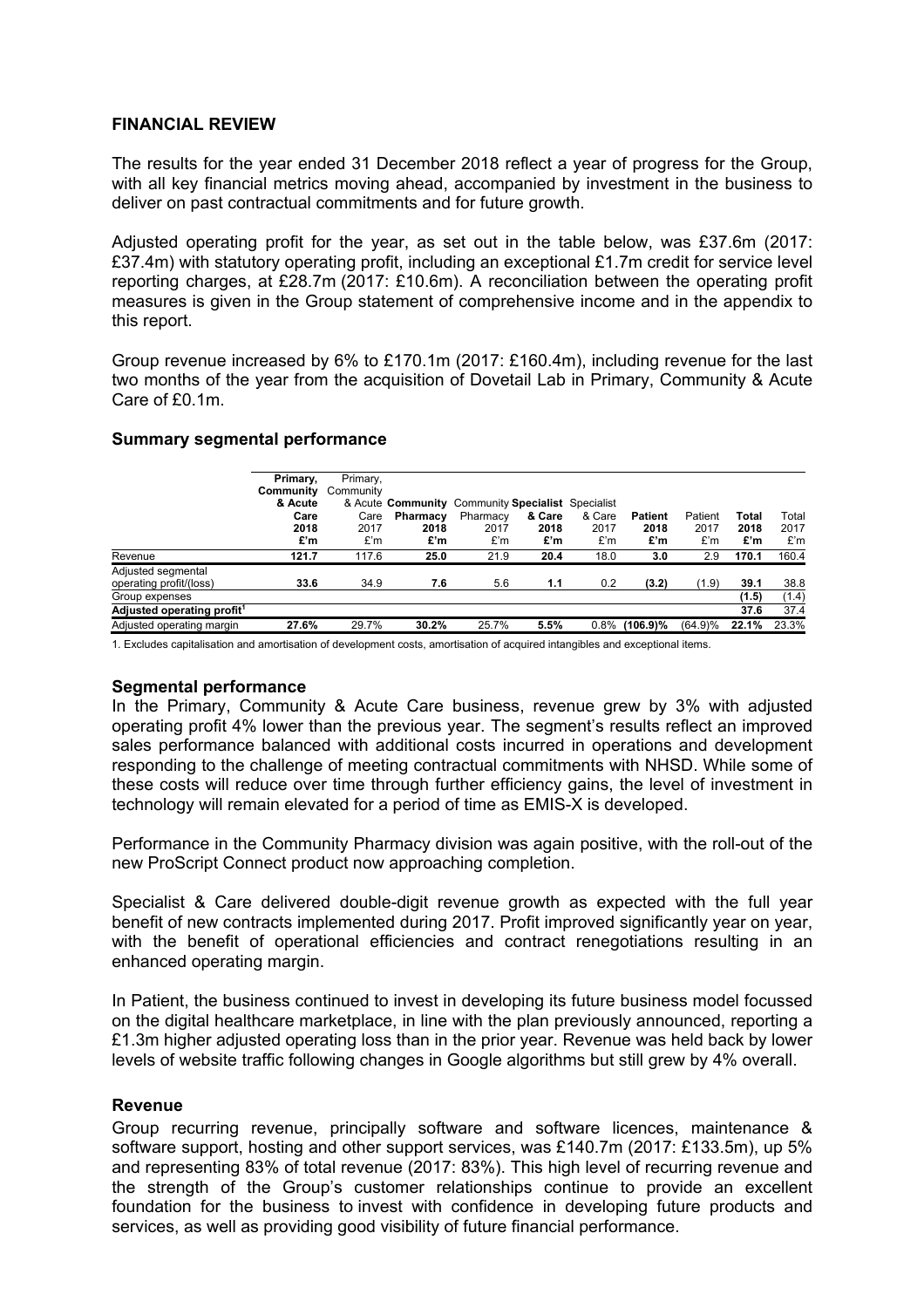## FINANCIAL REVIEW

The results for the year ended 31 December 2018 reflect a year of progress for the Group, with all key financial metrics moving ahead, accompanied by investment in the business to deliver on past contractual commitments and for future growth.

Adjusted operating profit for the year, as set out in the table below, was £37.6m (2017: £37.4m) with statutory operating profit, including an exceptional £1.7m credit for service level reporting charges, at £28.7m (2017: £10.6m). A reconciliation between the operating profit measures is given in the Group statement of comprehensive income and in the appendix to this report.

Group revenue increased by 6% to £170.1m (2017: £160.4m), including revenue for the last two months of the year from the acquisition of Dovetail Lab in Primary, Community & Acute Care of £0.1m.

### Summary segmental performance

| | **Primary, Community & Acute Care 2018 £'m** | Primary, Community & Acute Care 2017 £'m | **Community Pharmacy 2018 £'m** | Community Pharmacy 2017 £'m | **Specialist & Care 2018 £'m** | Specialist & Care 2017 £'m | **Patient 2018 £'m** | Patient 2017 £'m | **Total 2018 £'m** | Total 2017 £'m |
|---|---|---|---|---|---|---|---|---|---|---|
| Revenue | **121.7** | 117.6 | **25.0** | 21.9 | **20.4** | 18.0 | **3.0** | 2.9 | **170.1** | 160.4 |
| Adjusted segmental operating profit/(loss) | **33.6** | 34.9 | **7.6** | 5.6 | **1.1** | 0.2 | **(3.2)** | (1.9) | **39.1** | 38.8 |
| Group expenses | | | | | | | | | **(1.5)** | (1.4) |
| **Adjusted operating profit[1]** | | | | | | | | | **37.6** | 37.4 |
| Adjusted operating margin | **27.6%** | 29.7% | **30.2%** | 25.7% | **5.5%** | 0.8% | **(106.9)%** | (64.9)% | **22.1%** | 23.3% |

1. Excludes capitalisation and amortisation of development costs, amortisation of acquired intangibles and exceptional items.

### Segmental performance

In the Primary, Community & Acute Care business, revenue grew by 3% with adjusted operating profit 4% lower than the previous year. The segment's results reflect an improved sales performance balanced with additional costs incurred in operations and development responding to the challenge of meeting contractual commitments with NHSD. While some of these costs will reduce over time through further efficiency gains, the level of investment in technology will remain elevated for a period of time as EMIS-X is developed.

Performance in the Community Pharmacy division was again positive, with the roll-out of the new ProScript Connect product now approaching completion.

Specialist & Care delivered double-digit revenue growth as expected with the full year benefit of new contracts implemented during 2017. Profit improved significantly year on year, with the benefit of operational efficiencies and contract renegotiations resulting in an enhanced operating margin.

In Patient, the business continued to invest in developing its future business model focussed on the digital healthcare marketplace, in line with the plan previously announced, reporting a £1.3m higher adjusted operating loss than in the prior year. Revenue was held back by lower levels of website traffic following changes in Google algorithms but still grew by 4% overall.

### Revenue

Group recurring revenue, principally software and software licences, maintenance & software support, hosting and other support services, was £140.7m (2017: £133.5m), up 5% and representing 83% of total revenue (2017: 83%). This high level of recurring revenue and the strength of the Group's customer relationships continue to provide an excellent foundation for the business to invest with confidence in developing future products and services, as well as providing good visibility of future financial performance.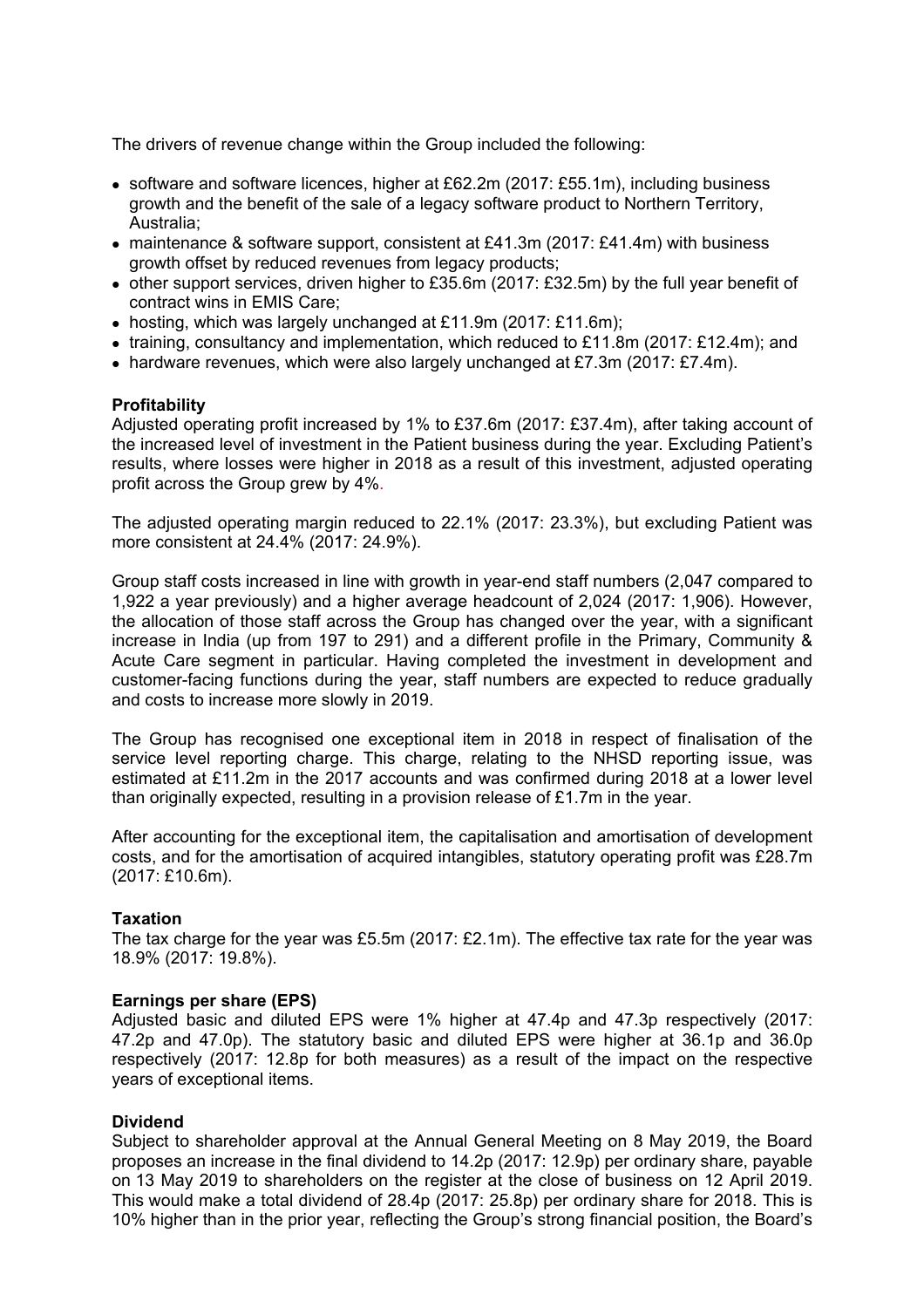The drivers of revenue change within the Group included the following:

- software and software licences, higher at £62.2m (2017: £55.1m), including business growth and the benefit of the sale of a legacy software product to Northern Territory, Australia;
- maintenance & software support, consistent at £41.3m (2017: £41.4m) with business growth offset by reduced revenues from legacy products;
- other support services, driven higher to £35.6m (2017: £32.5m) by the full year benefit of contract wins in EMIS Care;
- hosting, which was largely unchanged at £11.9m (2017: £11.6m);
- training, consultancy and implementation, which reduced to £11.8m (2017: £12.4m); and
- hardware revenues, which were also largely unchanged at £7.3m (2017: £7.4m).

**Profitability**

Adjusted operating profit increased by 1% to £37.6m (2017: £37.4m), after taking account of the increased level of investment in the Patient business during the year. Excluding Patient's results, where losses were higher in 2018 as a result of this investment, adjusted operating profit across the Group grew by 4%.

The adjusted operating margin reduced to 22.1% (2017: 23.3%), but excluding Patient was more consistent at 24.4% (2017: 24.9%).

Group staff costs increased in line with growth in year-end staff numbers (2,047 compared to 1,922 a year previously) and a higher average headcount of 2,024 (2017: 1,906). However, the allocation of those staff across the Group has changed over the year, with a significant increase in India (up from 197 to 291) and a different profile in the Primary, Community & Acute Care segment in particular. Having completed the investment in development and customer-facing functions during the year, staff numbers are expected to reduce gradually and costs to increase more slowly in 2019.

The Group has recognised one exceptional item in 2018 in respect of finalisation of the service level reporting charge. This charge, relating to the NHSD reporting issue, was estimated at £11.2m in the 2017 accounts and was confirmed during 2018 at a lower level than originally expected, resulting in a provision release of £1.7m in the year.

After accounting for the exceptional item, the capitalisation and amortisation of development costs, and for the amortisation of acquired intangibles, statutory operating profit was £28.7m (2017: £10.6m).

**Taxation**

The tax charge for the year was £5.5m (2017: £2.1m). The effective tax rate for the year was 18.9% (2017: 19.8%).

**Earnings per share (EPS)**

Adjusted basic and diluted EPS were 1% higher at 47.4p and 47.3p respectively (2017: 47.2p and 47.0p). The statutory basic and diluted EPS were higher at 36.1p and 36.0p respectively (2017: 12.8p for both measures) as a result of the impact on the respective years of exceptional items.

**Dividend**

Subject to shareholder approval at the Annual General Meeting on 8 May 2019, the Board proposes an increase in the final dividend to 14.2p (2017: 12.9p) per ordinary share, payable on 13 May 2019 to shareholders on the register at the close of business on 12 April 2019. This would make a total dividend of 28.4p (2017: 25.8p) per ordinary share for 2018. This is 10% higher than in the prior year, reflecting the Group's strong financial position, the Board's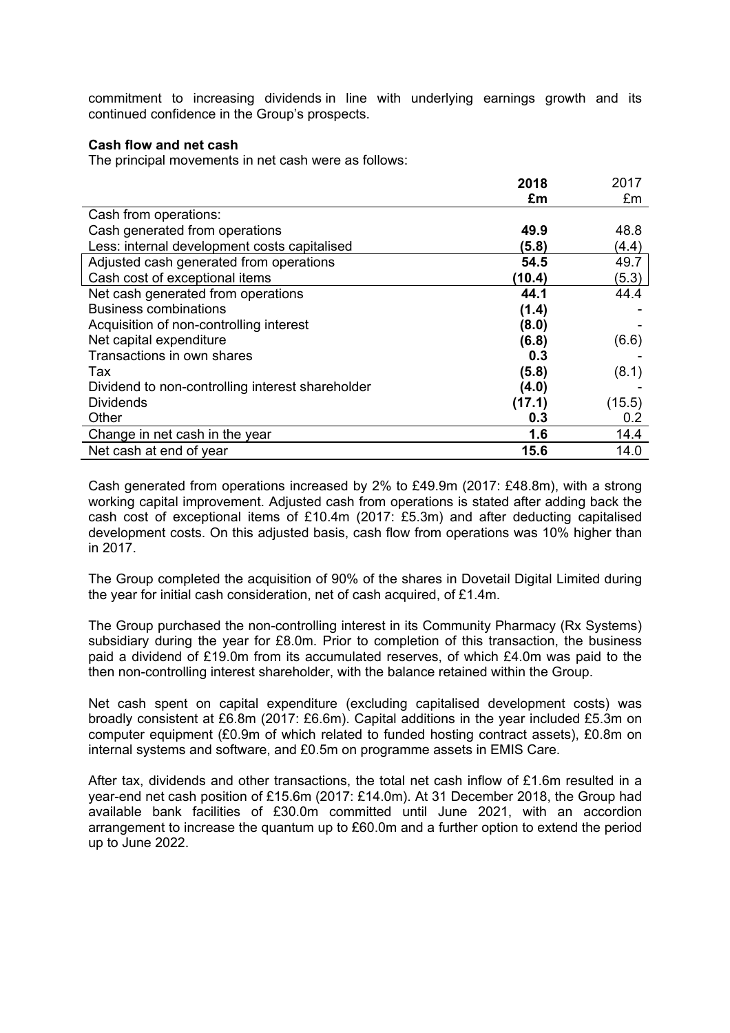commitment to increasing dividends in line with underlying earnings growth and its continued confidence in the Group's prospects.

**Cash flow and net cash**

The principal movements in net cash were as follows:

| | **2018** | 2017 |
|---|---|---|
| | **£m** | £m |
| Cash from operations: | | |
| Cash generated from operations | **49.9** | 48.8 |
| Less: internal development costs capitalised | **(5.8)** | (4.4) |
| Adjusted cash generated from operations | **54.5** | 49.7 |
| Cash cost of exceptional items | **(10.4)** | (5.3) |
| Net cash generated from operations | **44.1** | 44.4 |
| Business combinations | **(1.4)** | - |
| Acquisition of non-controlling interest | **(8.0)** | - |
| Net capital expenditure | **(6.8)** | (6.6) |
| Transactions in own shares | **0.3** | - |
| Tax | **(5.8)** | (8.1) |
| Dividend to non-controlling interest shareholder | **(4.0)** | - |
| Dividends | **(17.1)** | (15.5) |
| Other | **0.3** | 0.2 |
| Change in net cash in the year | **1.6** | 14.4 |
| Net cash at end of year | **15.6** | 14.0 |

Cash generated from operations increased by 2% to £49.9m (2017: £48.8m), with a strong working capital improvement. Adjusted cash from operations is stated after adding back the cash cost of exceptional items of £10.4m (2017: £5.3m) and after deducting capitalised development costs. On this adjusted basis, cash flow from operations was 10% higher than in 2017.

The Group completed the acquisition of 90% of the shares in Dovetail Digital Limited during the year for initial cash consideration, net of cash acquired, of £1.4m.

The Group purchased the non-controlling interest in its Community Pharmacy (Rx Systems) subsidiary during the year for £8.0m. Prior to completion of this transaction, the business paid a dividend of £19.0m from its accumulated reserves, of which £4.0m was paid to the then non-controlling interest shareholder, with the balance retained within the Group.

Net cash spent on capital expenditure (excluding capitalised development costs) was broadly consistent at £6.8m (2017: £6.6m). Capital additions in the year included £5.3m on computer equipment (£0.9m of which related to funded hosting contract assets), £0.8m on internal systems and software, and £0.5m on programme assets in EMIS Care.

After tax, dividends and other transactions, the total net cash inflow of £1.6m resulted in a year-end net cash position of £15.6m (2017: £14.0m). At 31 December 2018, the Group had available bank facilities of £30.0m committed until June 2021, with an accordion arrangement to increase the quantum up to £60.0m and a further option to extend the period up to June 2022.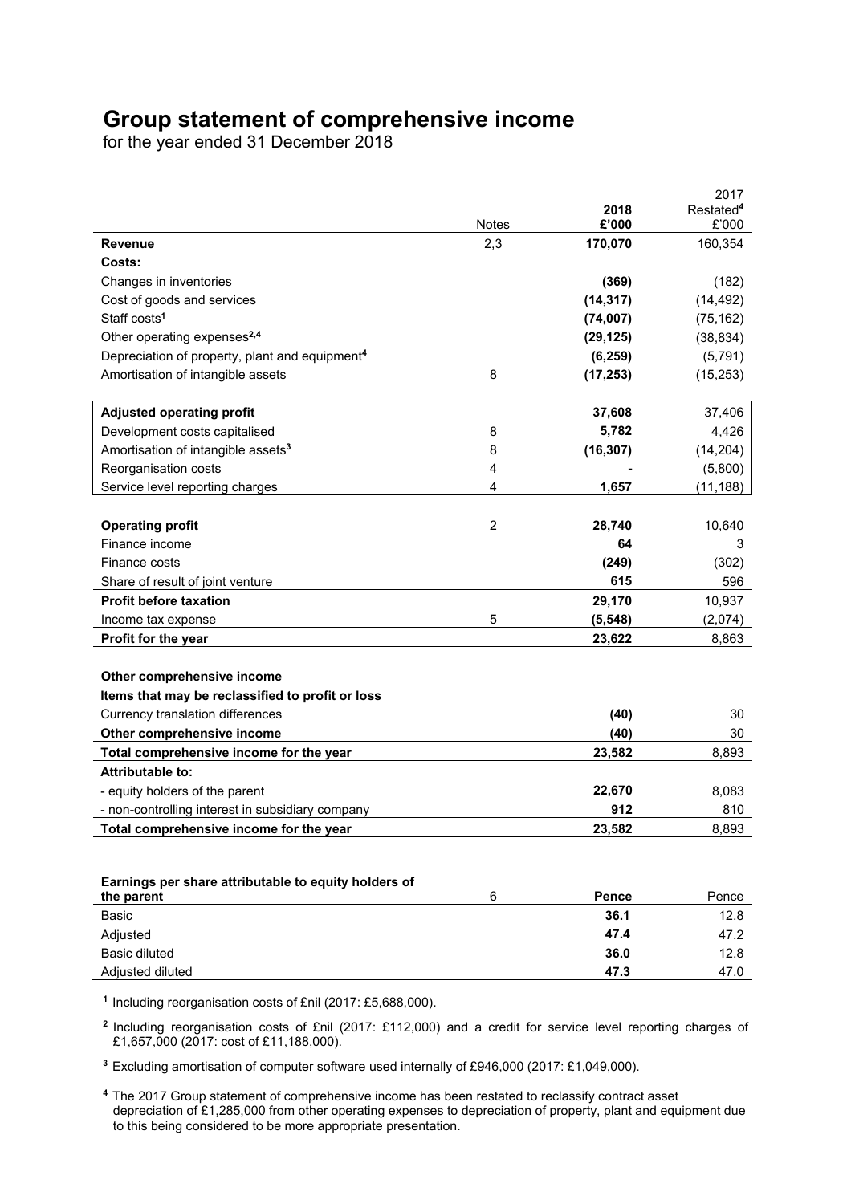# Group statement of comprehensive income

for the year ended 31 December 2018

| | Notes | 2018 £'000 | 2017 Restated[4] £'000 |
|---|---|---|---|
| **Revenue** | 2,3 | **170,070** | 160,354 |
| **Costs:** | | | |
| Changes in inventories | | **(369)** | (182) |
| Cost of goods and services | | **(14,317)** | (14,492) |
| Staff costs[1] | | **(74,007)** | (75,162) |
| Other operating expenses[2,4] | | **(29,125)** | (38,834) |
| Depreciation of property, plant and equipment[4] | | **(6,259)** | (5,791) |
| Amortisation of intangible assets | 8 | **(17,253)** | (15,253) |
| **Adjusted operating profit** | | **37,608** | 37,406 |
| Development costs capitalised | 8 | **5,782** | 4,426 |
| Amortisation of intangible assets[3] | 8 | **(16,307)** | (14,204) |
| Reorganisation costs | 4 | **-** | (5,800) |
| Service level reporting charges | 4 | **1,657** | (11,188) |
| **Operating profit** | 2 | **28,740** | 10,640 |
| Finance income | | **64** | 3 |
| Finance costs | | **(249)** | (302) |
| Share of result of joint venture | | **615** | 596 |
| **Profit before taxation** | | **29,170** | 10,937 |
| Income tax expense | 5 | **(5,548)** | (2,074) |
| **Profit for the year** | | **23,622** | 8,863 |
| **Other comprehensive income** | | | |
| **Items that may be reclassified to profit or loss** | | | |
| Currency translation differences | | **(40)** | 30 |
| **Other comprehensive income** | | **(40)** | 30 |
| **Total comprehensive income for the year** | | **23,582** | 8,893 |
| **Attributable to:** | | | |
| - equity holders of the parent | | **22,670** | 8,083 |
| - non-controlling interest in subsidiary company | | **912** | 810 |
| **Total comprehensive income for the year** | | **23,582** | 8,893 |

| **Earnings per share attributable to equity holders of the parent** | 6 | **Pence** | Pence |
|---|---|---|---|
| Basic | | **36.1** | 12.8 |
| Adjusted | | **47.4** | 47.2 |
| Basic diluted | | **36.0** | 12.8 |
| Adjusted diluted | | **47.3** | 47.0 |

[1] Including reorganisation costs of £nil (2017: £5,688,000).

[2] Including reorganisation costs of £nil (2017: £112,000) and a credit for service level reporting charges of £1,657,000 (2017: cost of £11,188,000).

[3] Excluding amortisation of computer software used internally of £946,000 (2017: £1,049,000).

[4] The 2017 Group statement of comprehensive income has been restated to reclassify contract asset depreciation of £1,285,000 from other operating expenses to depreciation of property, plant and equipment due to this being considered to be more appropriate presentation.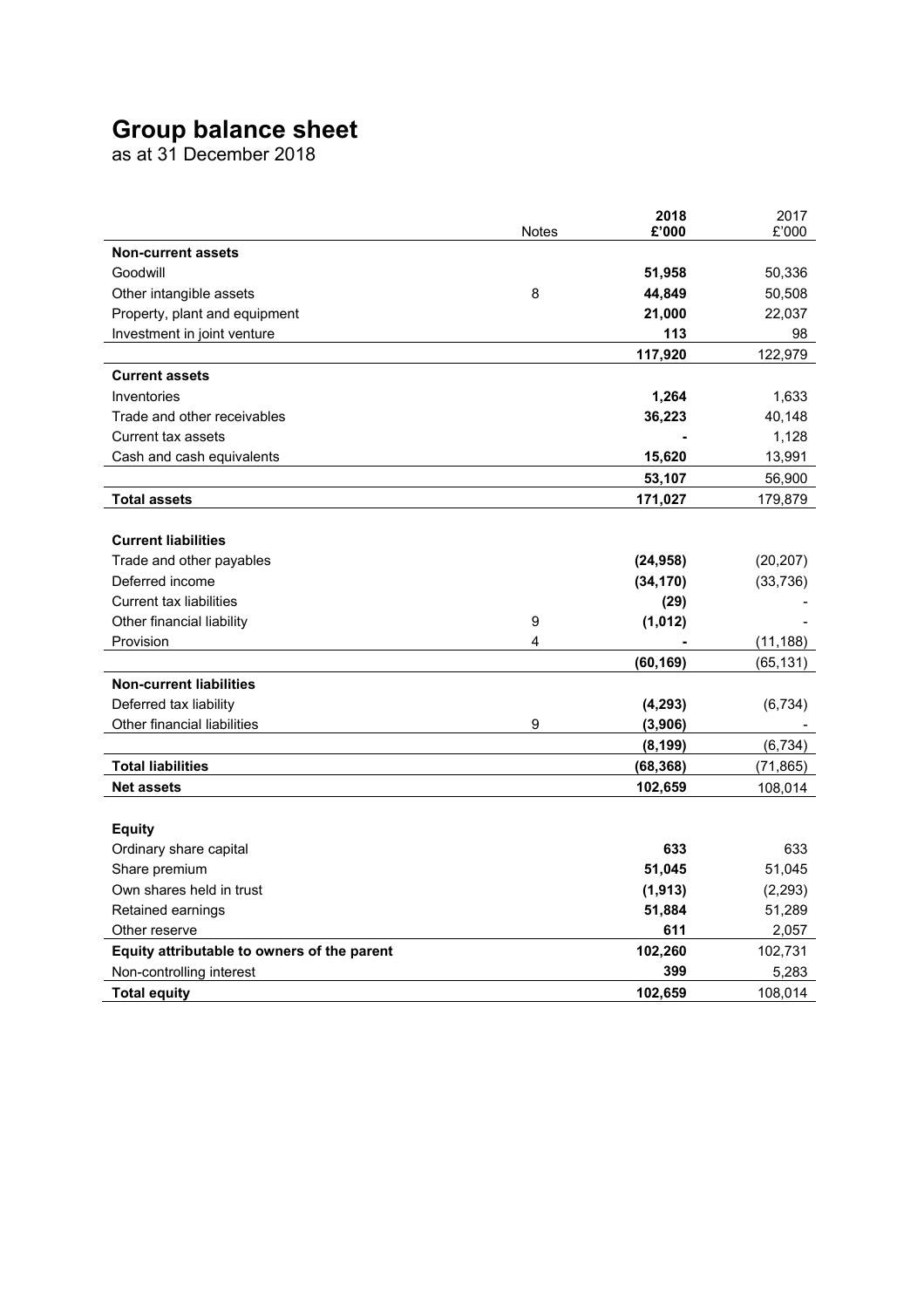# Group balance sheet

as at 31 December 2018

| | Notes | **2018 £'000** | 2017 £'000 |
|---|---|---|---|
| **Non-current assets** | | | |
| Goodwill | | **51,958** | 50,336 |
| Other intangible assets | 8 | **44,849** | 50,508 |
| Property, plant and equipment | | **21,000** | 22,037 |
| Investment in joint venture | | **113** | 98 |
| | | **117,920** | 122,979 |
| **Current assets** | | | |
| Inventories | | **1,264** | 1,633 |
| Trade and other receivables | | **36,223** | 40,148 |
| Current tax assets | | **-** | 1,128 |
| Cash and cash equivalents | | **15,620** | 13,991 |
| | | **53,107** | 56,900 |
| **Total assets** | | **171,027** | 179,879 |
| | | | |
| **Current liabilities** | | | |
| Trade and other payables | | **(24,958)** | (20,207) |
| Deferred income | | **(34,170)** | (33,736) |
| Current tax liabilities | | **(29)** | - |
| Other financial liability | 9 | **(1,012)** | - |
| Provision | 4 | **-** | (11,188) |
| | | **(60,169)** | (65,131) |
| **Non-current liabilities** | | | |
| Deferred tax liability | | **(4,293)** | (6,734) |
| Other financial liabilities | 9 | **(3,906)** | - |
| | | **(8,199)** | (6,734) |
| **Total liabilities** | | **(68,368)** | (71,865) |
| **Net assets** | | **102,659** | 108,014 |
| | | | |
| **Equity** | | | |
| Ordinary share capital | | **633** | 633 |
| Share premium | | **51,045** | 51,045 |
| Own shares held in trust | | **(1,913)** | (2,293) |
| Retained earnings | | **51,884** | 51,289 |
| Other reserve | | **611** | 2,057 |
| **Equity attributable to owners of the parent** | | **102,260** | 102,731 |
| Non-controlling interest | | **399** | 5,283 |
| **Total equity** | | **102,659** | 108,014 |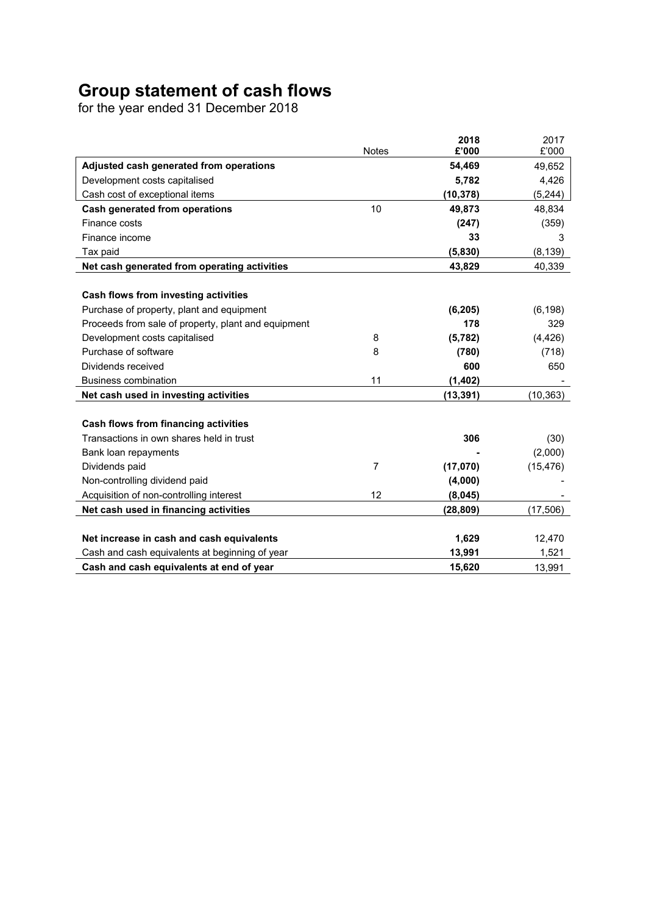# Group statement of cash flows

for the year ended 31 December 2018

| | Notes | 2018<br>£'000 | 2017<br>£'000 |
|---|---|---|---|
| **Adjusted cash generated from operations** | | **54,469** | 49,652 |
| Development costs capitalised | | **5,782** | 4,426 |
| Cash cost of exceptional items | | **(10,378)** | (5,244) |
| **Cash generated from operations** | 10 | **49,873** | 48,834 |
| Finance costs | | **(247)** | (359) |
| Finance income | | **33** | 3 |
| Tax paid | | **(5,830)** | (8,139) |
| **Net cash generated from operating activities** | | **43,829** | 40,339 |
| | | | |
| **Cash flows from investing activities** | | | |
| Purchase of property, plant and equipment | | **(6,205)** | (6,198) |
| Proceeds from sale of property, plant and equipment | | **178** | 329 |
| Development costs capitalised | 8 | **(5,782)** | (4,426) |
| Purchase of software | 8 | **(780)** | (718) |
| Dividends received | | **600** | 650 |
| Business combination | 11 | **(1,402)** | - |
| **Net cash used in investing activities** | | **(13,391)** | (10,363) |
| | | | |
| **Cash flows from financing activities** | | | |
| Transactions in own shares held in trust | | **306** | (30) |
| Bank loan repayments | | **-** | (2,000) |
| Dividends paid | 7 | **(17,070)** | (15,476) |
| Non-controlling dividend paid | | **(4,000)** | - |
| Acquisition of non-controlling interest | 12 | **(8,045)** | - |
| **Net cash used in financing activities** | | **(28,809)** | (17,506) |
| | | | |
| **Net increase in cash and cash equivalents** | | **1,629** | 12,470 |
| Cash and cash equivalents at beginning of year | | **13,991** | 1,521 |
| **Cash and cash equivalents at end of year** | | **15,620** | 13,991 |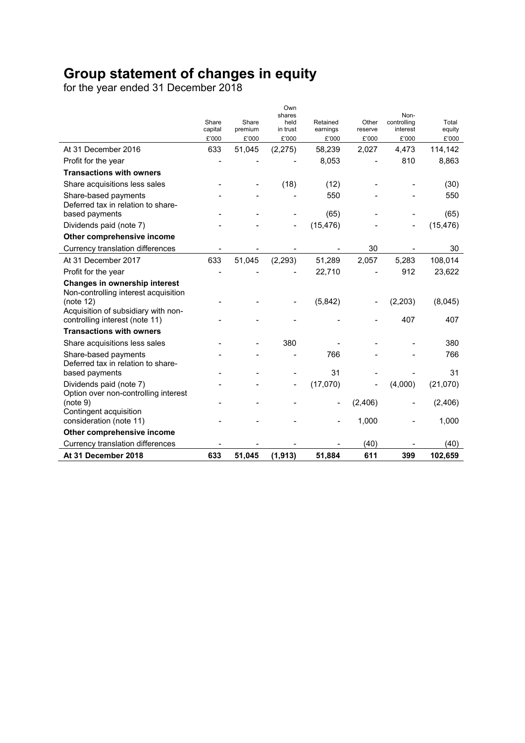# Group statement of changes in equity

for the year ended 31 December 2018

| | Share capital | Share premium | Own shares held in trust | Retained earnings | Other reserve | Non-controlling interest | Total equity |
|---|---|---|---|---|---|---|---|
| | £'000 | £'000 | £'000 | £'000 | £'000 | £'000 | £'000 |
| At 31 December 2016 | 633 | 51,045 | (2,275) | 58,239 | 2,027 | 4,473 | 114,142 |
| Profit for the year | - | - | - | 8,053 | - | 810 | 8,863 |
| **Transactions with owners** | | | | | | | |
| Share acquisitions less sales | - | - | (18) | (12) | - | - | (30) |
| Share-based payments | - | - | - | 550 | - | - | 550 |
| Deferred tax in relation to share-based payments | - | - | - | (65) | - | - | (65) |
| Dividends paid (note 7) | - | - | - | (15,476) | - | - | (15,476) |
| **Other comprehensive income** | | | | | | | |
| Currency translation differences | - | - | - | - | 30 | - | 30 |
| At 31 December 2017 | 633 | 51,045 | (2,293) | 51,289 | 2,057 | 5,283 | 108,014 |
| Profit for the year | - | - | - | 22,710 | - | 912 | 23,622 |
| **Changes in ownership interest** | | | | | | | |
| Non-controlling interest acquisition (note 12) | - | - | - | (5,842) | - | (2,203) | (8,045) |
| Acquisition of subsidiary with non-controlling interest (note 11) | - | - | - | - | - | 407 | 407 |
| **Transactions with owners** | | | | | | | |
| Share acquisitions less sales | - | - | 380 | - | - | - | 380 |
| Share-based payments | - | - | - | 766 | - | - | 766 |
| Deferred tax in relation to share-based payments | - | - | - | 31 | - | - | 31 |
| Dividends paid (note 7) | - | - | - | (17,070) | - | (4,000) | (21,070) |
| Option over non-controlling interest (note 9) | - | - | - | - | (2,406) | - | (2,406) |
| Contingent acquisition consideration (note 11) | - | - | - | - | 1,000 | - | 1,000 |
| **Other comprehensive income** | | | | | | | |
| Currency translation differences | - | - | - | - | (40) | - | (40) |
| **At 31 December 2018** | **633** | **51,045** | **(1,913)** | **51,884** | **611** | **399** | **102,659** |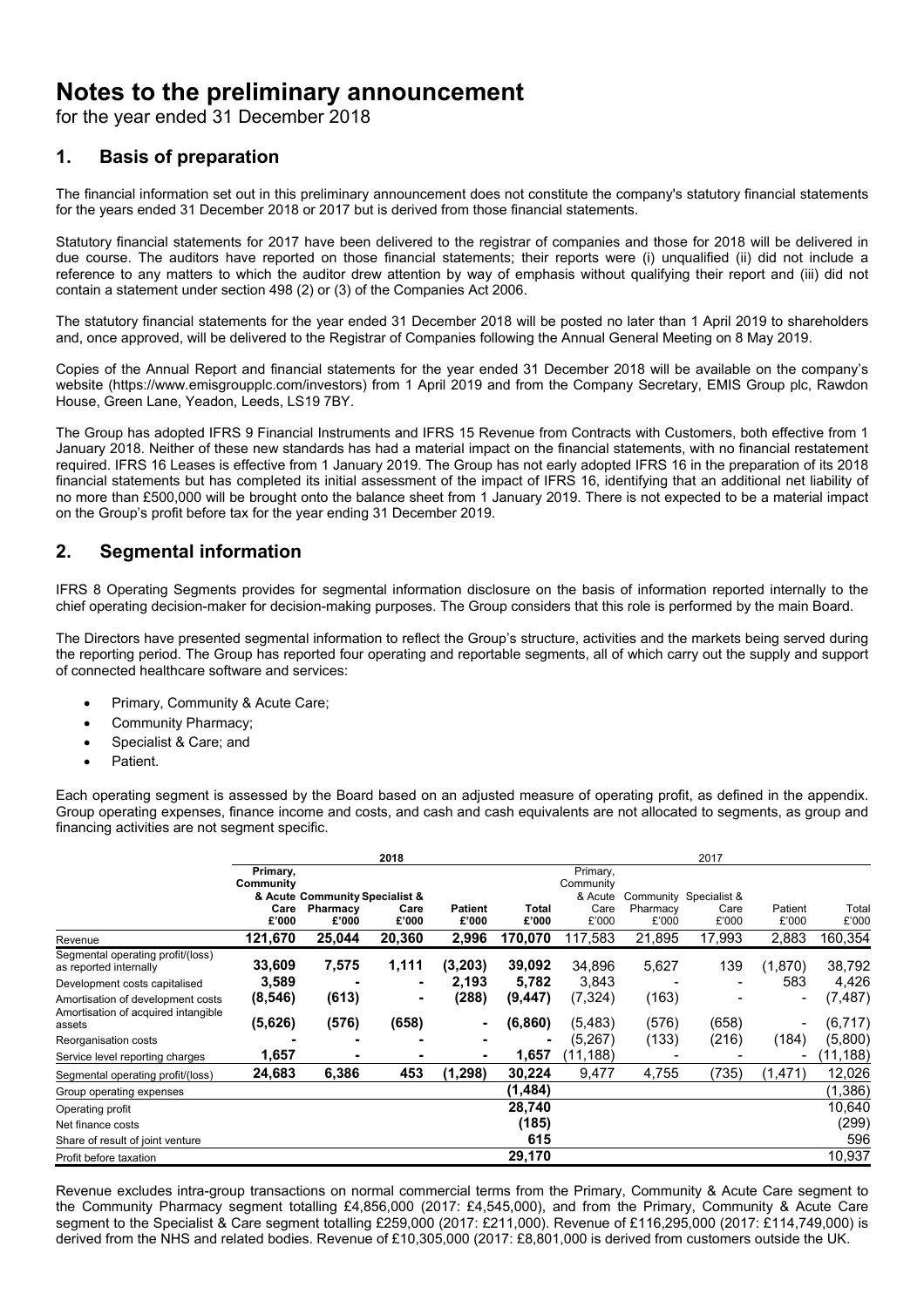# Notes to the preliminary announcement

for the year ended 31 December 2018

## 1. Basis of preparation

The financial information set out in this preliminary announcement does not constitute the company's statutory financial statements for the years ended 31 December 2018 or 2017 but is derived from those financial statements.

Statutory financial statements for 2017 have been delivered to the registrar of companies and those for 2018 will be delivered in due course. The auditors have reported on those financial statements; their reports were (i) unqualified (ii) did not include a reference to any matters to which the auditor drew attention by way of emphasis without qualifying their report and (iii) did not contain a statement under section 498 (2) or (3) of the Companies Act 2006.

The statutory financial statements for the year ended 31 December 2018 will be posted no later than 1 April 2019 to shareholders and, once approved, will be delivered to the Registrar of Companies following the Annual General Meeting on 8 May 2019.

Copies of the Annual Report and financial statements for the year ended 31 December 2018 will be available on the company's website (https://www.emisgroupplc.com/investors) from 1 April 2019 and from the Company Secretary, EMIS Group plc, Rawdon House, Green Lane, Yeadon, Leeds, LS19 7BY.

The Group has adopted IFRS 9 Financial Instruments and IFRS 15 Revenue from Contracts with Customers, both effective from 1 January 2018. Neither of these new standards has had a material impact on the financial statements, with no financial restatement required. IFRS 16 Leases is effective from 1 January 2019. The Group has not early adopted IFRS 16 in the preparation of its 2018 financial statements but has completed its initial assessment of the impact of IFRS 16, identifying that an additional net liability of no more than £500,000 will be brought onto the balance sheet from 1 January 2019. There is not expected to be a material impact on the Group's profit before tax for the year ending 31 December 2019.

## 2. Segmental information

IFRS 8 Operating Segments provides for segmental information disclosure on the basis of information reported internally to the chief operating decision-maker for decision-making purposes. The Group considers that this role is performed by the main Board.

The Directors have presented segmental information to reflect the Group's structure, activities and the markets being served during the reporting period. The Group has reported four operating and reportable segments, all of which carry out the supply and support of connected healthcare software and services:

- Primary, Community & Acute Care;
- Community Pharmacy;
- Specialist & Care; and
- Patient.

Each operating segment is assessed by the Board based on an adjusted measure of operating profit, as defined in the appendix. Group operating expenses, finance income and costs, and cash and cash equivalents are not allocated to segments, as group and financing activities are not segment specific.

| | 2018 | | | | | 2017 | | | | |
|---|---|---|---|---|---|---|---|---|---|---|
| | **Primary, Community & Acute Care £'000** | **Community Pharmacy £'000** | **Specialist & Care £'000** | **Patient £'000** | **Total £'000** | Primary, Community & Acute Care £'000 | Community Pharmacy £'000 | Specialist & Care £'000 | Patient £'000 | Total £'000 |
| Revenue | **121,670** | **25,044** | **20,360** | **2,996** | **170,070** | 117,583 | 21,895 | 17,993 | 2,883 | 160,354 |
| Segmental operating profit/(loss) as reported internally | **33,609** | **7,575** | **1,111** | **(3,203)** | **39,092** | 34,896 | 5,627 | 139 | (1,870) | 38,792 |
| Development costs capitalised | **3,589** | **-** | **-** | **2,193** | **5,782** | 3,843 | - | - | 583 | 4,426 |
| Amortisation of development costs | **(8,546)** | **(613)** | **-** | **(288)** | **(9,447)** | (7,324) | (163) | - | - | (7,487) |
| Amortisation of acquired intangible assets | **(5,626)** | **(576)** | **(658)** | **-** | **(6,860)** | (5,483) | (576) | (658) | - | (6,717) |
| Reorganisation costs | **-** | **-** | **-** | **-** | **-** | (5,267) | (133) | (216) | (184) | (5,800) |
| Service level reporting charges | **1,657** | **-** | **-** | **-** | **1,657** | (11,188) | - | - | - | (11,188) |
| Segmental operating profit/(loss) | **24,683** | **6,386** | **453** | **(1,298)** | **30,224** | 9,477 | 4,755 | (735) | (1,471) | 12,026 |
| Group operating expenses | | | | | **(1,484)** | | | | | (1,386) |
| Operating profit | | | | | **28,740** | | | | | 10,640 |
| Net finance costs | | | | | **(185)** | | | | | (299) |
| Share of result of joint venture | | | | | **615** | | | | | 596 |
| Profit before taxation | | | | | **29,170** | | | | | 10,937 |

Revenue excludes intra-group transactions on normal commercial terms from the Primary, Community & Acute Care segment to the Community Pharmacy segment totalling £4,856,000 (2017: £4,545,000), and from the Primary, Community & Acute Care segment to the Specialist & Care segment totalling £259,000 (2017: £211,000). Revenue of £116,295,000 (2017: £114,749,000) is derived from the NHS and related bodies. Revenue of £10,305,000 (2017: £8,801,000 is derived from customers outside the UK.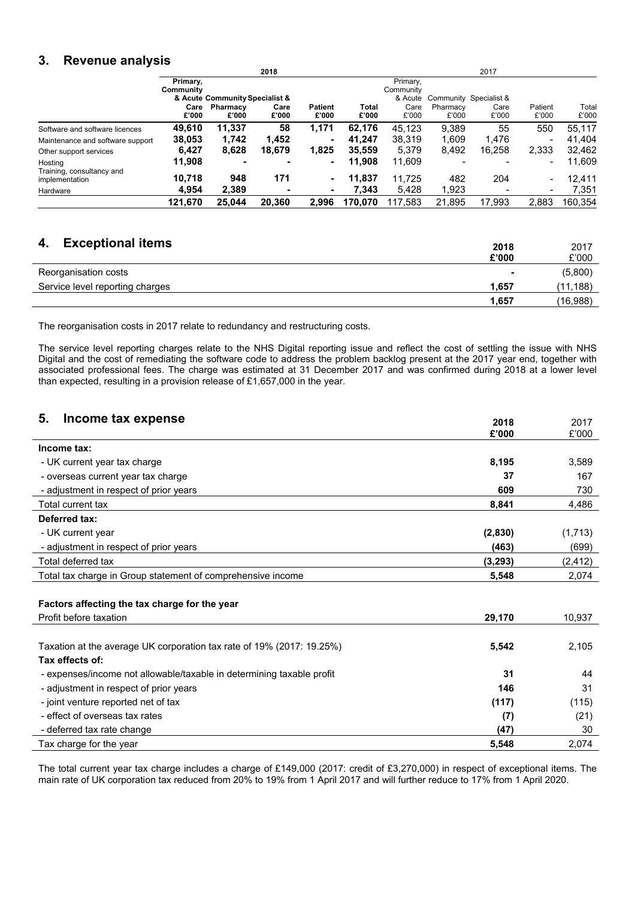## 3. Revenue analysis

| | 2018 | | | | | 2017 | | | | |
|---|---|---|---|---|---|---|---|---|---|---|
| | Primary, Community & Acute Care £'000 | Community Pharmacy £'000 | Specialist & Care £'000 | Patient £'000 | Total £'000 | Primary, Community & Acute Care £'000 | Community Pharmacy £'000 | Specialist & Care £'000 | Patient £'000 | Total £'000 |
| Software and software licences | **49,610** | **11,337** | **58** | **1,171** | **62,176** | 45,123 | 9,389 | 55 | 550 | 55,117 |
| Maintenance and software support | **38,053** | **1,742** | **1,452** | **-** | **41,247** | 38,319 | 1,609 | 1,476 | - | 41,404 |
| Other support services | **6,427** | **8,628** | **18,679** | **1,825** | **35,559** | 5,379 | 8,492 | 16,258 | 2,333 | 32,462 |
| Hosting | **11,908** | **-** | **-** | **-** | **11,908** | 11,609 | - | - | - | 11,609 |
| Training, consultancy and implementation | **10,718** | **948** | **171** | **-** | **11,837** | 11,725 | 482 | 204 | - | 12,411 |
| Hardware | **4,954** | **2,389** | **-** | **-** | **7,343** | 5,428 | 1,923 | - | - | 7,351 |
| | **121,670** | **25,044** | **20,360** | **2,996** | **170,070** | 117,583 | 21,895 | 17,993 | 2,883 | 160,354 |

## 4. Exceptional items

| | 2018 £'000 | 2017 £'000 |
|---|---|---|
| Reorganisation costs | **-** | (5,800) |
| Service level reporting charges | **1,657** | (11,188) |
| | **1,657** | (16,988) |

The reorganisation costs in 2017 relate to redundancy and restructuring costs.

The service level reporting charges relate to the NHS Digital reporting issue and reflect the cost of settling the issue with NHS Digital and the cost of remediating the software code to address the problem backlog present at the 2017 year end, together with associated professional fees. The charge was estimated at 31 December 2017 and was confirmed during 2018 at a lower level than expected, resulting in a provision release of £1,657,000 in the year.

## 5. Income tax expense

| | 2018 £'000 | 2017 £'000 |
|---|---|---|
| **Income tax:** | | |
| - UK current year tax charge | **8,195** | 3,589 |
| - overseas current year tax charge | **37** | 167 |
| - adjustment in respect of prior years | **609** | 730 |
| Total current tax | **8,841** | 4,486 |
| **Deferred tax:** | | |
| - UK current year | **(2,830)** | (1,713) |
| - adjustment in respect of prior years | **(463)** | (699) |
| Total deferred tax | **(3,293)** | (2,412) |
| Total tax charge in Group statement of comprehensive income | **5,548** | 2,074 |
| | | |
| **Factors affecting the tax charge for the year** | | |
| Profit before taxation | **29,170** | 10,937 |
| | | |
| Taxation at the average UK corporation tax rate of 19% (2017: 19.25%) | **5,542** | 2,105 |
| **Tax effects of:** | | |
| - expenses/income not allowable/taxable in determining taxable profit | **31** | 44 |
| - adjustment in respect of prior years | **146** | 31 |
| - joint venture reported net of tax | **(117)** | (115) |
| - effect of overseas tax rates | **(7)** | (21) |
| - deferred tax rate change | **(47)** | 30 |
| Tax charge for the year | **5,548** | 2,074 |

The total current year tax charge includes a charge of £149,000 (2017: credit of £3,270,000) in respect of exceptional items. The main rate of UK corporation tax reduced from 20% to 19% from 1 April 2017 and will further reduce to 17% from 1 April 2020.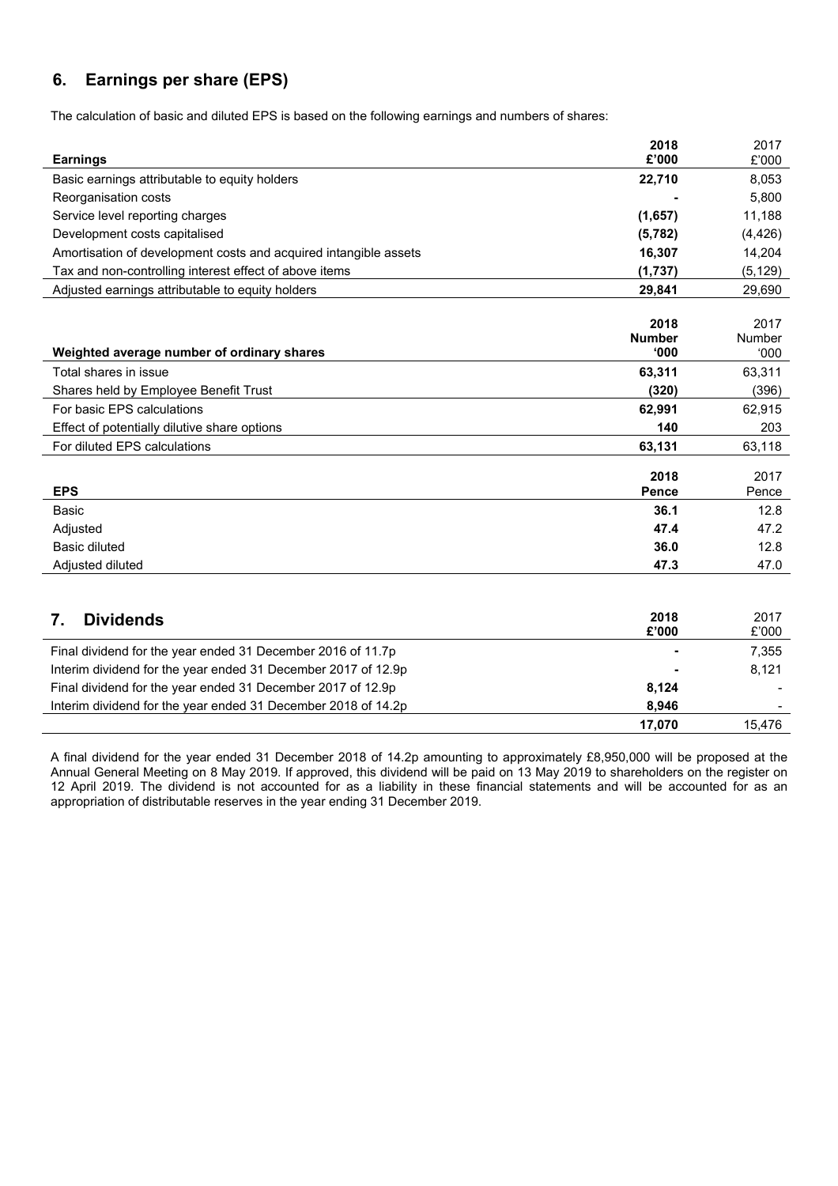## 6. Earnings per share (EPS)

The calculation of basic and diluted EPS is based on the following earnings and numbers of shares:

| **Earnings** | **2018 £'000** | 2017 £'000 |
|---|---|---|
| Basic earnings attributable to equity holders | **22,710** | 8,053 |
| Reorganisation costs | **-** | 5,800 |
| Service level reporting charges | **(1,657)** | 11,188 |
| Development costs capitalised | **(5,782)** | (4,426) |
| Amortisation of development costs and acquired intangible assets | **16,307** | 14,204 |
| Tax and non-controlling interest effect of above items | **(1,737)** | (5,129) |
| Adjusted earnings attributable to equity holders | **29,841** | 29,690 |

| **Weighted average number of ordinary shares** | **2018 Number '000** | 2017 Number '000 |
|---|---|---|
| Total shares in issue | **63,311** | 63,311 |
| Shares held by Employee Benefit Trust | **(320)** | (396) |
| For basic EPS calculations | **62,991** | 62,915 |
| Effect of potentially dilutive share options | **140** | 203 |
| For diluted EPS calculations | **63,131** | 63,118 |

| **EPS** | **2018 Pence** | 2017 Pence |
|---|---|---|
| Basic | **36.1** | 12.8 |
| Adjusted | **47.4** | 47.2 |
| Basic diluted | **36.0** | 12.8 |
| Adjusted diluted | **47.3** | 47.0 |

## 7. Dividends

| | **2018 £'000** | 2017 £'000 |
|---|---|---|
| Final dividend for the year ended 31 December 2016 of 11.7p | **-** | 7,355 |
| Interim dividend for the year ended 31 December 2017 of 12.9p | **-** | 8,121 |
| Final dividend for the year ended 31 December 2017 of 12.9p | **8,124** | - |
| Interim dividend for the year ended 31 December 2018 of 14.2p | **8,946** | - |
| | **17,070** | 15,476 |

A final dividend for the year ended 31 December 2018 of 14.2p amounting to approximately £8,950,000 will be proposed at the Annual General Meeting on 8 May 2019. If approved, this dividend will be paid on 13 May 2019 to shareholders on the register on 12 April 2019. The dividend is not accounted for as a liability in these financial statements and will be accounted for as an appropriation of distributable reserves in the year ending 31 December 2019.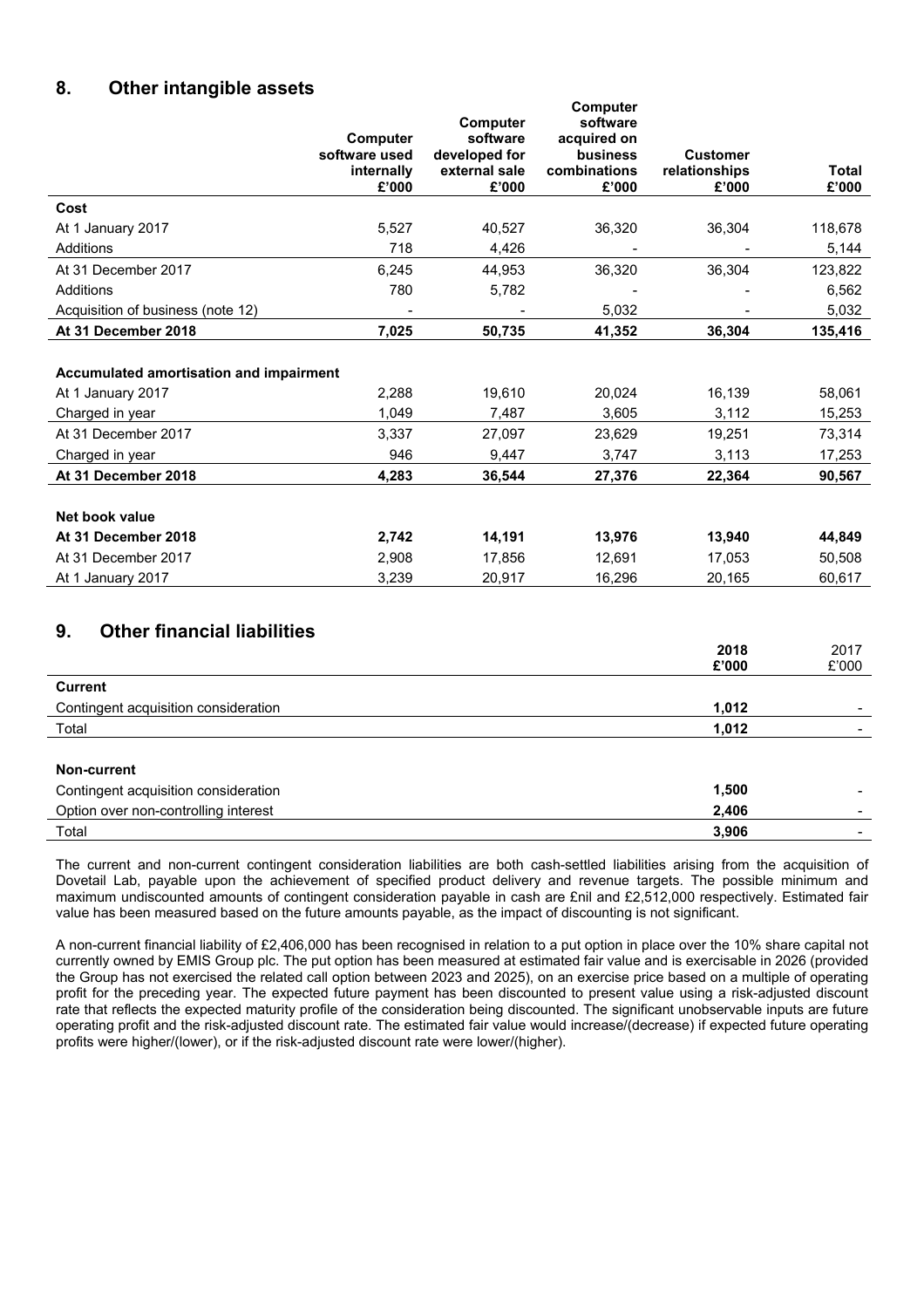## 8. Other intangible assets

| | Computer software used internally £'000 | Computer software developed for external sale £'000 | Computer software acquired on business combinations £'000 | Customer relationships £'000 | Total £'000 |
|---|---|---|---|---|---|
| **Cost** | | | | | |
| At 1 January 2017 | 5,527 | 40,527 | 36,320 | 36,304 | 118,678 |
| Additions | 718 | 4,426 | - | - | 5,144 |
| At 31 December 2017 | 6,245 | 44,953 | 36,320 | 36,304 | 123,822 |
| Additions | 780 | 5,782 | - | - | 6,562 |
| Acquisition of business (note 12) | - | - | 5,032 | - | 5,032 |
| **At 31 December 2018** | **7,025** | **50,735** | **41,352** | **36,304** | **135,416** |
| | | | | | |
| **Accumulated amortisation and impairment** | | | | | |
| At 1 January 2017 | 2,288 | 19,610 | 20,024 | 16,139 | 58,061 |
| Charged in year | 1,049 | 7,487 | 3,605 | 3,112 | 15,253 |
| At 31 December 2017 | 3,337 | 27,097 | 23,629 | 19,251 | 73,314 |
| Charged in year | 946 | 9,447 | 3,747 | 3,113 | 17,253 |
| **At 31 December 2018** | **4,283** | **36,544** | **27,376** | **22,364** | **90,567** |
| | | | | | |
| **Net book value** | | | | | |
| **At 31 December 2018** | **2,742** | **14,191** | **13,976** | **13,940** | **44,849** |
| At 31 December 2017 | 2,908 | 17,856 | 12,691 | 17,053 | 50,508 |
| At 1 January 2017 | 3,239 | 20,917 | 16,296 | 20,165 | 60,617 |

## 9. Other financial liabilities

| | 2018 £'000 | 2017 £'000 |
|---|---|---|
| **Current** | | |
| Contingent acquisition consideration | **1,012** | - |
| Total | **1,012** | - |
| | | |
| **Non-current** | | |
| Contingent acquisition consideration | **1,500** | - |
| Option over non-controlling interest | **2,406** | - |
| Total | **3,906** | - |

The current and non-current contingent consideration liabilities are both cash-settled liabilities arising from the acquisition of Dovetail Lab, payable upon the achievement of specified product delivery and revenue targets. The possible minimum and maximum undiscounted amounts of contingent consideration payable in cash are £nil and £2,512,000 respectively. Estimated fair value has been measured based on the future amounts payable, as the impact of discounting is not significant.

A non-current financial liability of £2,406,000 has been recognised in relation to a put option in place over the 10% share capital not currently owned by EMIS Group plc. The put option has been measured at estimated fair value and is exercisable in 2026 (provided the Group has not exercised the related call option between 2023 and 2025), on an exercise price based on a multiple of operating profit for the preceding year. The expected future payment has been discounted to present value using a risk-adjusted discount rate that reflects the expected maturity profile of the consideration being discounted. The significant unobservable inputs are future operating profit and the risk-adjusted discount rate. The estimated fair value would increase/(decrease) if expected future operating profits were higher/(lower), or if the risk-adjusted discount rate were lower/(higher).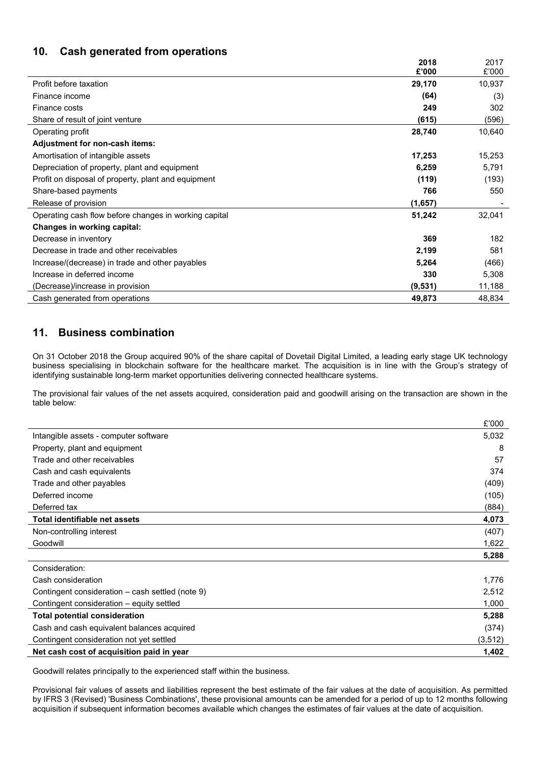## 10. Cash generated from operations

| | 2018<br>£'000 | 2017<br>£'000 |
|---|---|---|
| Profit before taxation | **29,170** | 10,937 |
| Finance income | **(64)** | (3) |
| Finance costs | **249** | 302 |
| Share of result of joint venture | **(615)** | (596) |
| Operating profit | **28,740** | 10,640 |
| **Adjustment for non-cash items:** | | |
| Amortisation of intangible assets | **17,253** | 15,253 |
| Depreciation of property, plant and equipment | **6,259** | 5,791 |
| Profit on disposal of property, plant and equipment | **(119)** | (193) |
| Share-based payments | **766** | 550 |
| Release of provision | **(1,657)** | - |
| Operating cash flow before changes in working capital | **51,242** | 32,041 |
| **Changes in working capital:** | | |
| Decrease in inventory | **369** | 182 |
| Decrease in trade and other receivables | **2,199** | 581 |
| Increase/(decrease) in trade and other payables | **5,264** | (466) |
| Increase in deferred income | **330** | 5,308 |
| (Decrease)/increase in provision | **(9,531)** | 11,188 |
| Cash generated from operations | **49,873** | 48,834 |

## 11. Business combination

On 31 October 2018 the Group acquired 90% of the share capital of Dovetail Digital Limited, a leading early stage UK technology business specialising in blockchain software for the healthcare market. The acquisition is in line with the Group's strategy of identifying sustainable long-term market opportunities delivering connected healthcare systems.

The provisional fair values of the net assets acquired, consideration paid and goodwill arising on the transaction are shown in the table below:

| | £'000 |
|---|---|
| Intangible assets - computer software | 5,032 |
| Property, plant and equipment | 8 |
| Trade and other receivables | 57 |
| Cash and cash equivalents | 374 |
| Trade and other payables | (409) |
| Deferred income | (105) |
| Deferred tax | (884) |
| **Total identifiable net assets** | **4,073** |
| Non-controlling interest | (407) |
| Goodwill | 1,622 |
| | **5,288** |
| Consideration: | |
| Cash consideration | 1,776 |
| Contingent consideration – cash settled (note 9) | 2,512 |
| Contingent consideration – equity settled | 1,000 |
| **Total potential consideration** | **5,288** |
| Cash and cash equivalent balances acquired | (374) |
| Contingent consideration not yet settled | (3,512) |
| **Net cash cost of acquisition paid in year** | **1,402** |

Goodwill relates principally to the experienced staff within the business.

Provisional fair values of assets and liabilities represent the best estimate of the fair values at the date of acquisition. As permitted by IFRS 3 (Revised) 'Business Combinations', these provisional amounts can be amended for a period of up to 12 months following acquisition if subsequent information becomes available which changes the estimates of fair values at the date of acquisition.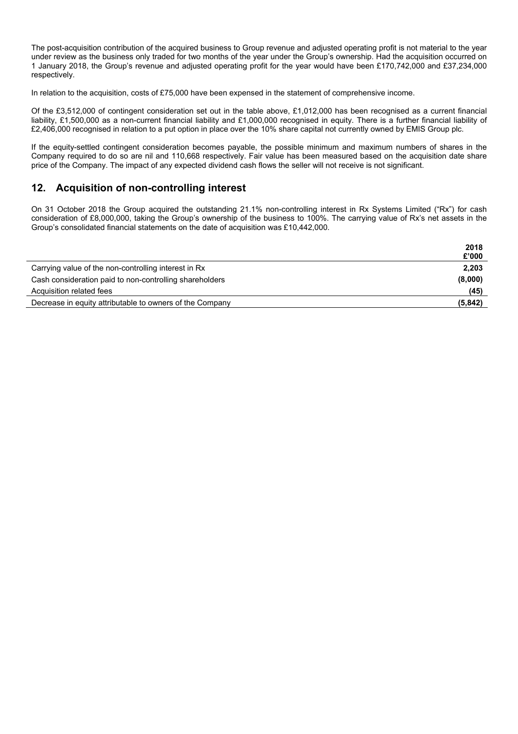The post-acquisition contribution of the acquired business to Group revenue and adjusted operating profit is not material to the year under review as the business only traded for two months of the year under the Group's ownership. Had the acquisition occurred on 1 January 2018, the Group's revenue and adjusted operating profit for the year would have been £170,742,000 and £37,234,000 respectively.

In relation to the acquisition, costs of £75,000 have been expensed in the statement of comprehensive income.

Of the £3,512,000 of contingent consideration set out in the table above, £1,012,000 has been recognised as a current financial liability, £1,500,000 as a non-current financial liability and £1,000,000 recognised in equity. There is a further financial liability of £2,406,000 recognised in relation to a put option in place over the 10% share capital not currently owned by EMIS Group plc.

If the equity-settled contingent consideration becomes payable, the possible minimum and maximum numbers of shares in the Company required to do so are nil and 110,668 respectively. Fair value has been measured based on the acquisition date share price of the Company. The impact of any expected dividend cash flows the seller will not receive is not significant.

## 12. Acquisition of non-controlling interest

On 31 October 2018 the Group acquired the outstanding 21.1% non-controlling interest in Rx Systems Limited ("Rx") for cash consideration of £8,000,000, taking the Group's ownership of the business to 100%. The carrying value of Rx's net assets in the Group's consolidated financial statements on the date of acquisition was £10,442,000.

| | 2018<br>£'000 |
|---|---|
| Carrying value of the non-controlling interest in Rx | 2,203 |
| Cash consideration paid to non-controlling shareholders | (8,000) |
| Acquisition related fees | (45) |
| Decrease in equity attributable to owners of the Company | (5,842) |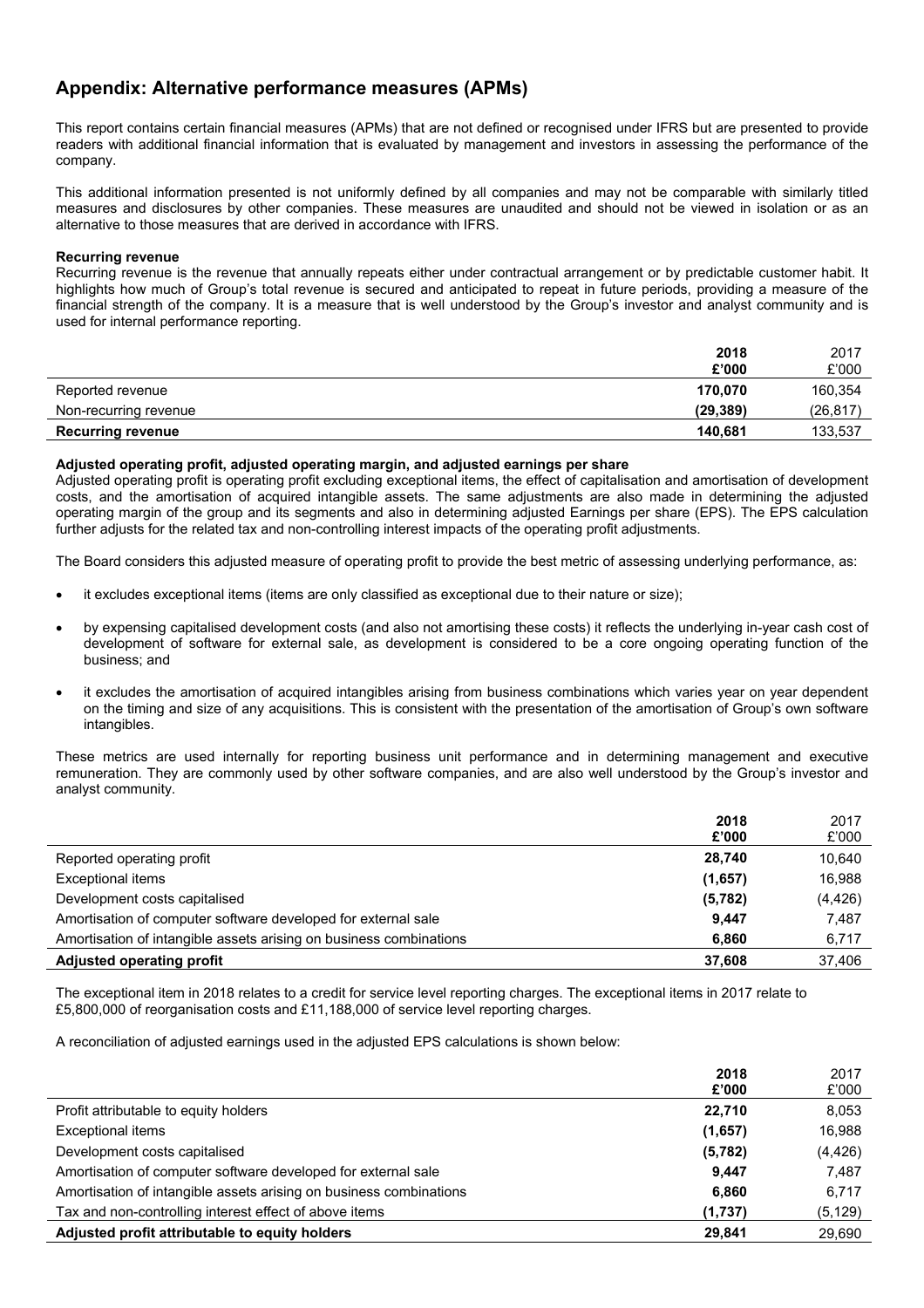## Appendix: Alternative performance measures (APMs)

This report contains certain financial measures (APMs) that are not defined or recognised under IFRS but are presented to provide readers with additional financial information that is evaluated by management and investors in assessing the performance of the company.

This additional information presented is not uniformly defined by all companies and may not be comparable with similarly titled measures and disclosures by other companies. These measures are unaudited and should not be viewed in isolation or as an alternative to those measures that are derived in accordance with IFRS.

**Recurring revenue**

Recurring revenue is the revenue that annually repeats either under contractual arrangement or by predictable customer habit. It highlights how much of Group's total revenue is secured and anticipated to repeat in future periods, providing a measure of the financial strength of the company. It is a measure that is well understood by the Group's investor and analyst community and is used for internal performance reporting.

| | **2018 £'000** | 2017 £'000 |
|---|---|---|
| Reported revenue | **170,070** | 160,354 |
| Non-recurring revenue | **(29,389)** | (26,817) |
| **Recurring revenue** | **140,681** | 133,537 |

**Adjusted operating profit, adjusted operating margin, and adjusted earnings per share**

Adjusted operating profit is operating profit excluding exceptional items, the effect of capitalisation and amortisation of development costs, and the amortisation of acquired intangible assets. The same adjustments are also made in determining the adjusted operating margin of the group and its segments and also in determining adjusted Earnings per share (EPS). The EPS calculation further adjusts for the related tax and non-controlling interest impacts of the operating profit adjustments.

The Board considers this adjusted measure of operating profit to provide the best metric of assessing underlying performance, as:

- it excludes exceptional items (items are only classified as exceptional due to their nature or size);
- by expensing capitalised development costs (and also not amortising these costs) it reflects the underlying in-year cash cost of development of software for external sale, as development is considered to be a core ongoing operating function of the business; and
- it excludes the amortisation of acquired intangibles arising from business combinations which varies year on year dependent on the timing and size of any acquisitions. This is consistent with the presentation of the amortisation of Group's own software intangibles.

These metrics are used internally for reporting business unit performance and in determining management and executive remuneration. They are commonly used by other software companies, and are also well understood by the Group's investor and analyst community.

| | **2018 £'000** | 2017 £'000 |
|---|---|---|
| Reported operating profit | **28,740** | 10,640 |
| Exceptional items | **(1,657)** | 16,988 |
| Development costs capitalised | **(5,782)** | (4,426) |
| Amortisation of computer software developed for external sale | **9,447** | 7,487 |
| Amortisation of intangible assets arising on business combinations | **6,860** | 6,717 |
| **Adjusted operating profit** | **37,608** | 37,406 |

The exceptional item in 2018 relates to a credit for service level reporting charges. The exceptional items in 2017 relate to £5,800,000 of reorganisation costs and £11,188,000 of service level reporting charges.

A reconciliation of adjusted earnings used in the adjusted EPS calculations is shown below:

| | **2018 £'000** | 2017 £'000 |
|---|---|---|
| Profit attributable to equity holders | **22,710** | 8,053 |
| Exceptional items | **(1,657)** | 16,988 |
| Development costs capitalised | **(5,782)** | (4,426) |
| Amortisation of computer software developed for external sale | **9,447** | 7,487 |
| Amortisation of intangible assets arising on business combinations | **6,860** | 6,717 |
| Tax and non-controlling interest effect of above items | **(1,737)** | (5,129) |
| **Adjusted profit attributable to equity holders** | **29,841** | 29,690 |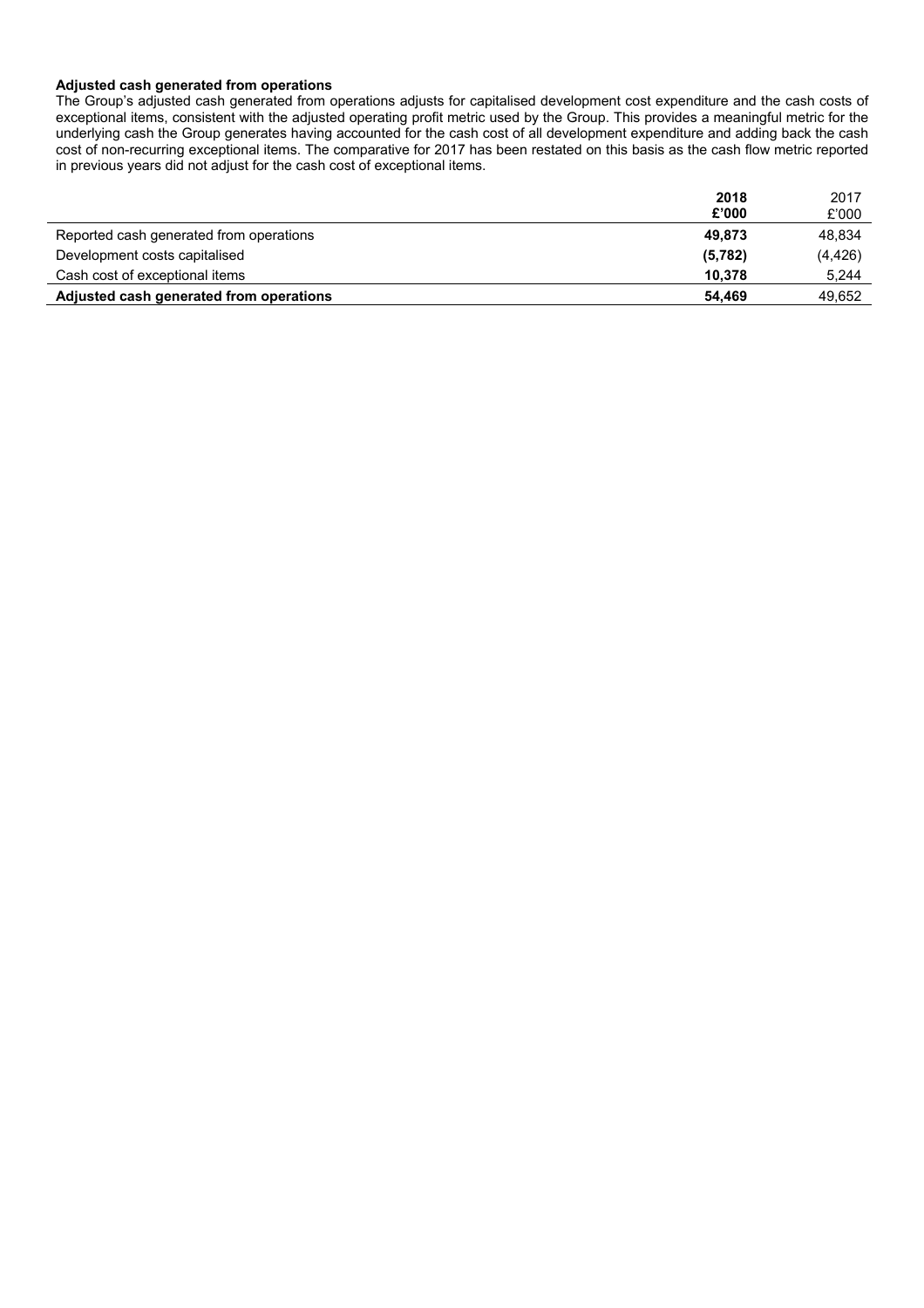**Adjusted cash generated from operations**

The Group's adjusted cash generated from operations adjusts for capitalised development cost expenditure and the cash costs of exceptional items, consistent with the adjusted operating profit metric used by the Group. This provides a meaningful metric for the underlying cash the Group generates having accounted for the cash cost of all development expenditure and adding back the cash cost of non-recurring exceptional items. The comparative for 2017 has been restated on this basis as the cash flow metric reported in previous years did not adjust for the cash cost of exceptional items.

| | **2018**<br>**£'000** | 2017<br>£'000 |
|---|---|---|
| Reported cash generated from operations | **49,873** | 48,834 |
| Development costs capitalised | **(5,782)** | (4,426) |
| Cash cost of exceptional items | **10,378** | 5,244 |
| **Adjusted cash generated from operations** | **54,469** | 49,652 |